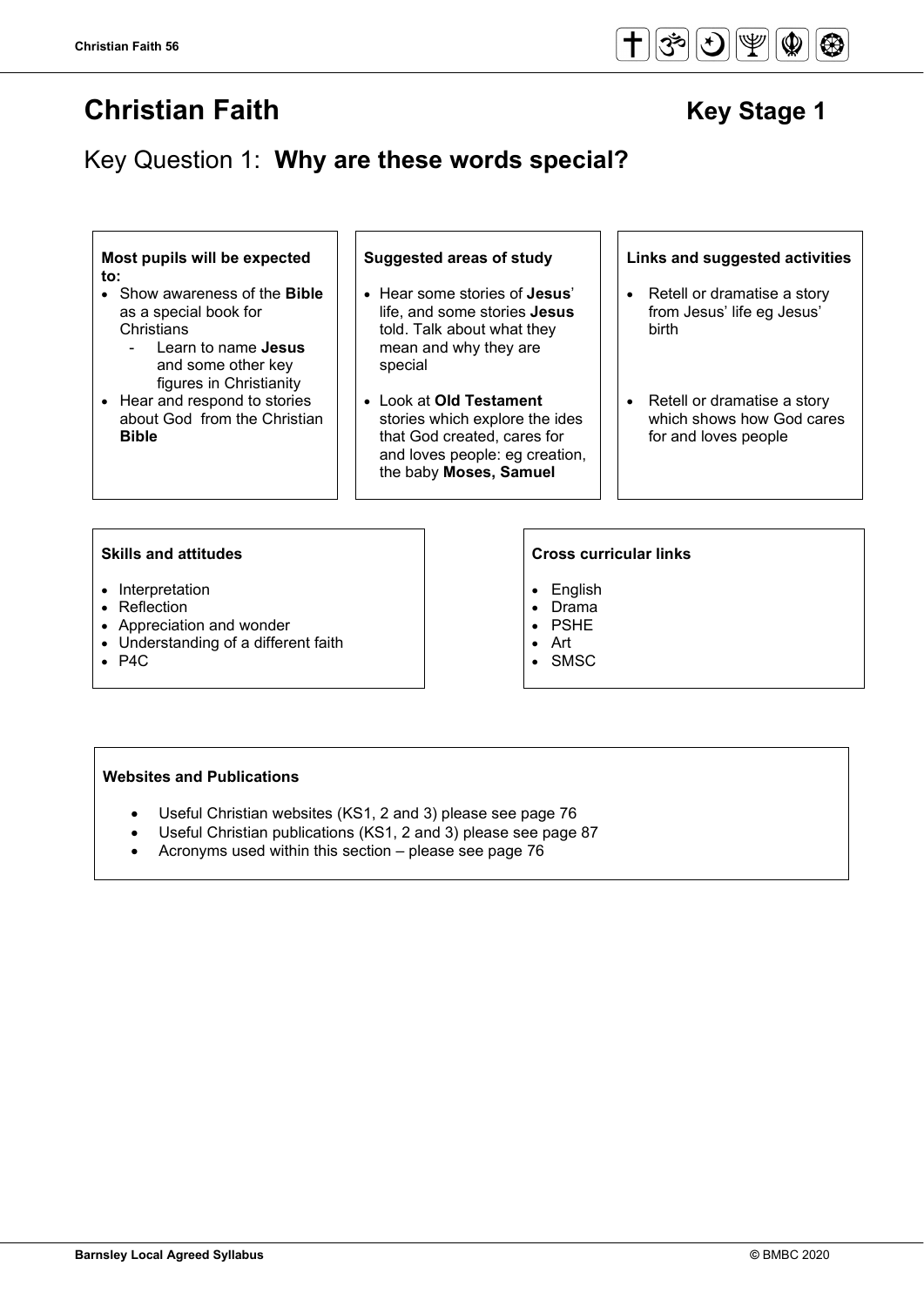# Christian Faith Key Stage 1

## Key Question 1: **Why are these words special?**

### Most pupils will be expected to:

- Show awareness of the **Bible** as a special book for Christians
  - Learn to name **Jesus** and some other key figures in Christianity
- Hear and respond to stories about God from the Christian **Bible**

### Suggested areas of study

- Hear some stories of **Jesus**' life, and some stories **Jesus** told. Talk about what they mean and why they are special
- Look at **Old Testament** stories which explore the ides that God created, cares for and loves people: eg creation, the baby **Moses, Samuel**

### Links and suggested activities

- Retell or dramatise a story from Jesus' life eg Jesus' birth
- Retell or dramatise a story which shows how God cares for and loves people

### Skills and attitudes

- Interpretation
- Reflection
- Appreciation and wonder
- Understanding of a different faith
- P4C

### Cross curricular links

- English
- Drama
- PSHE
- Art
- SMSC

### Websites and Publications

- Useful Christian websites (KS1, 2 and 3) please see page 76
- Useful Christian publications (KS1, 2 and 3) please see page 87
- Acronyms used within this section – please see page 76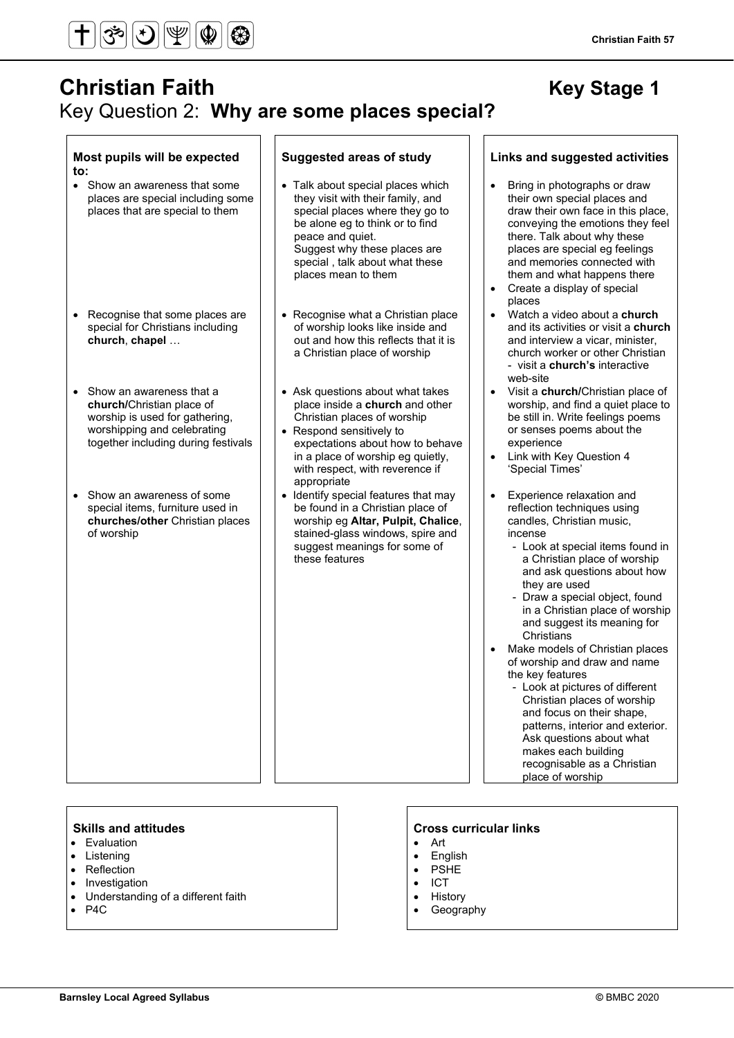# Christian Faith — Key Stage 1

## Key Question 2: **Why are some places special?**

| Most pupils will be expected to: | Suggested areas of study | Links and suggested activities |
|---|---|---|
| • Show an awareness that some places are special including some places that are special to them | • Talk about special places which they visit with their family, and special places where they go to be alone eg to think or to find peace and quiet. Suggest why these places are special , talk about what these places mean to them | • Bring in photographs or draw their own special places and draw their own face in this place, conveying the emotions they feel there. Talk about why these places are special eg feelings and memories connected with them and what happens there<br>• Create a display of special places |
| • Recognise that some places are special for Christians including **church**, **chapel** … | • Recognise what a Christian place of worship looks like inside and out and how this reflects that it is a Christian place of worship | • Watch a video about a **church** and its activities or visit a **church** and interview a vicar, minister, church worker or other Christian - visit a **church's** interactive web-site |
| • Show an awareness that a **church/**Christian place of worship is used for gathering, worshipping and celebrating together including during festivals | • Ask questions about what takes place inside a **church** and other Christian places of worship<br>• Respond sensitively to expectations about how to behave in a place of worship eg quietly, with respect, with reverence if appropriate | • Visit a **church/**Christian place of worship, and find a quiet place to be still in. Write feelings poems or senses poems about the experience<br>• Link with Key Question 4 'Special Times' |
| • Show an awareness of some special items, furniture used in **churches/other** Christian places of worship | • Identify special features that may be found in a Christian place of worship eg **Altar, Pulpit, Chalice**, stained-glass windows, spire and suggest meanings for some of these features | • Experience relaxation and reflection techniques using candles, Christian music, incense<br>- Look at special items found in a Christian place of worship and ask questions about how they are used<br>- Draw a special object, found in a Christian place of worship and suggest its meaning for Christians<br>• Make models of Christian places of worship and draw and name the key features<br>- Look at pictures of different Christian places of worship and focus on their shape, patterns, interior and exterior. Ask questions about what makes each building recognisable as a Christian place of worship |

### Skills and attitudes

- Evaluation
- Listening
- Reflection
- Investigation
- Understanding of a different faith
- P4C

### Cross curricular links

- Art
- English
- PSHE
- ICT
- History
- Geography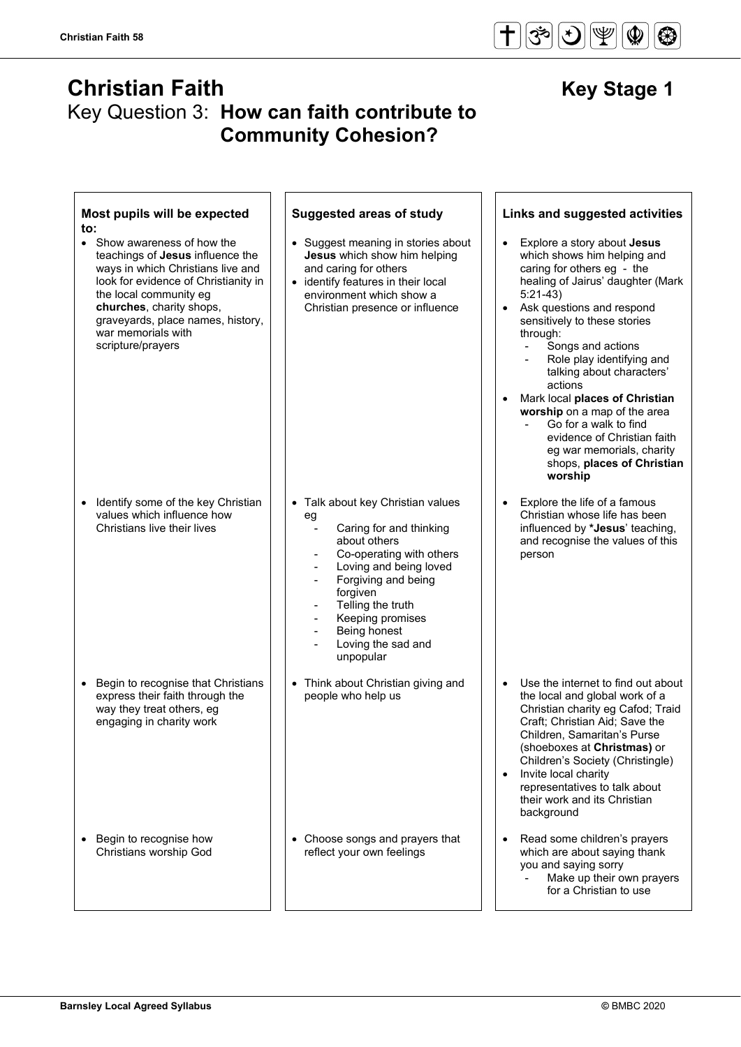# Christian Faith

## Key Stage 1

## Key Question 3: **How can faith contribute to Community Cohesion?**

| Most pupils will be expected to: | Suggested areas of study | Links and suggested activities |
|---|---|---|
| • Show awareness of how the teachings of **Jesus** influence the ways in which Christians live and look for evidence of Christianity in the local community eg **churches**, charity shops, graveyards, place names, history, war memorials with scripture/prayers | • Suggest meaning in stories about **Jesus** which show him helping and caring for others<br>• identify features in their local environment which show a Christian presence or influence | • Explore a story about **Jesus** which shows him helping and caring for others eg - the healing of Jairus' daughter (Mark 5:21-43)<br>• Ask questions and respond sensitively to these stories through:<br>- Songs and actions<br>- Role play identifying and talking about characters' actions<br>• Mark local **places of Christian worship** on a map of the area<br>- Go for a walk to find evidence of Christian faith eg war memorials, charity shops, **places of Christian worship** |
| • Identify some of the key Christian values which influence how Christians live their lives | • Talk about key Christian values eg<br>- Caring for and thinking about others<br>- Co-operating with others<br>- Loving and being loved<br>- Forgiving and being forgiven<br>- Telling the truth<br>- Keeping promises<br>- Being honest<br>- Loving the sad and unpopular | • Explore the life of a famous Christian whose life has been influenced by ***Jesus**' teaching, and recognise the values of this person |
| • Begin to recognise that Christians express their faith through the way they treat others, eg engaging in charity work | • Think about Christian giving and people who help us | • Use the internet to find out about the local and global work of a Christian charity eg Cafod; Traid Craft; Christian Aid; Save the Children, Samaritan's Purse (shoeboxes at **Christmas)** or Children's Society (Christingle)<br>• Invite local charity representatives to talk about their work and its Christian background |
| • Begin to recognise how Christians worship God | • Choose songs and prayers that reflect your own feelings | • Read some children's prayers which are about saying thank you and saying sorry<br>- Make up their own prayers for a Christian to use |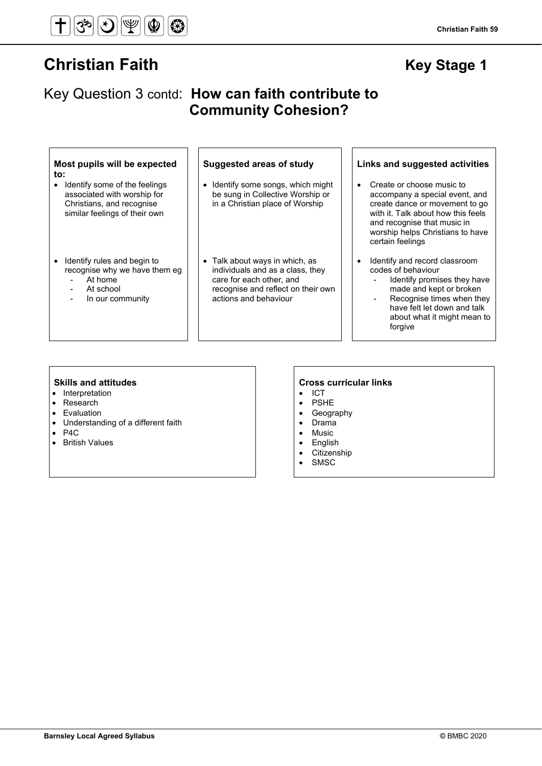# Christian Faith

## Key Stage 1

## Key Question 3 contd: **How can faith contribute to Community Cohesion?**

| Most pupils will be expected to: | Suggested areas of study | Links and suggested activities |
|---|---|---|
| • Identify some of the feelings associated with worship for Christians, and recognise similar feelings of their own | • Identify some songs, which might be sung in Collective Worship or in a Christian place of Worship | • Create or choose music to accompany a special event, and create dance or movement to go with it. Talk about how this feels and recognise that music in worship helps Christians to have certain feelings |
| • Identify rules and begin to recognise why we have them eg<br>- At home<br>- At school<br>- In our community | • Talk about ways in which, as individuals and as a class, they care for each other, and recognise and reflect on their own actions and behaviour | • Identify and record classroom codes of behaviour<br>- Identify promises they have made and kept or broken<br>- Recognise times when they have felt let down and talk about what it might mean to forgive |

**Skills and attitudes**

- Interpretation
- Research
- Evaluation
- Understanding of a different faith
- P4C
- British Values

**Cross curricular links**

- ICT
- PSHE
- Geography
- Drama
- Music
- English
- Citizenship
- SMSC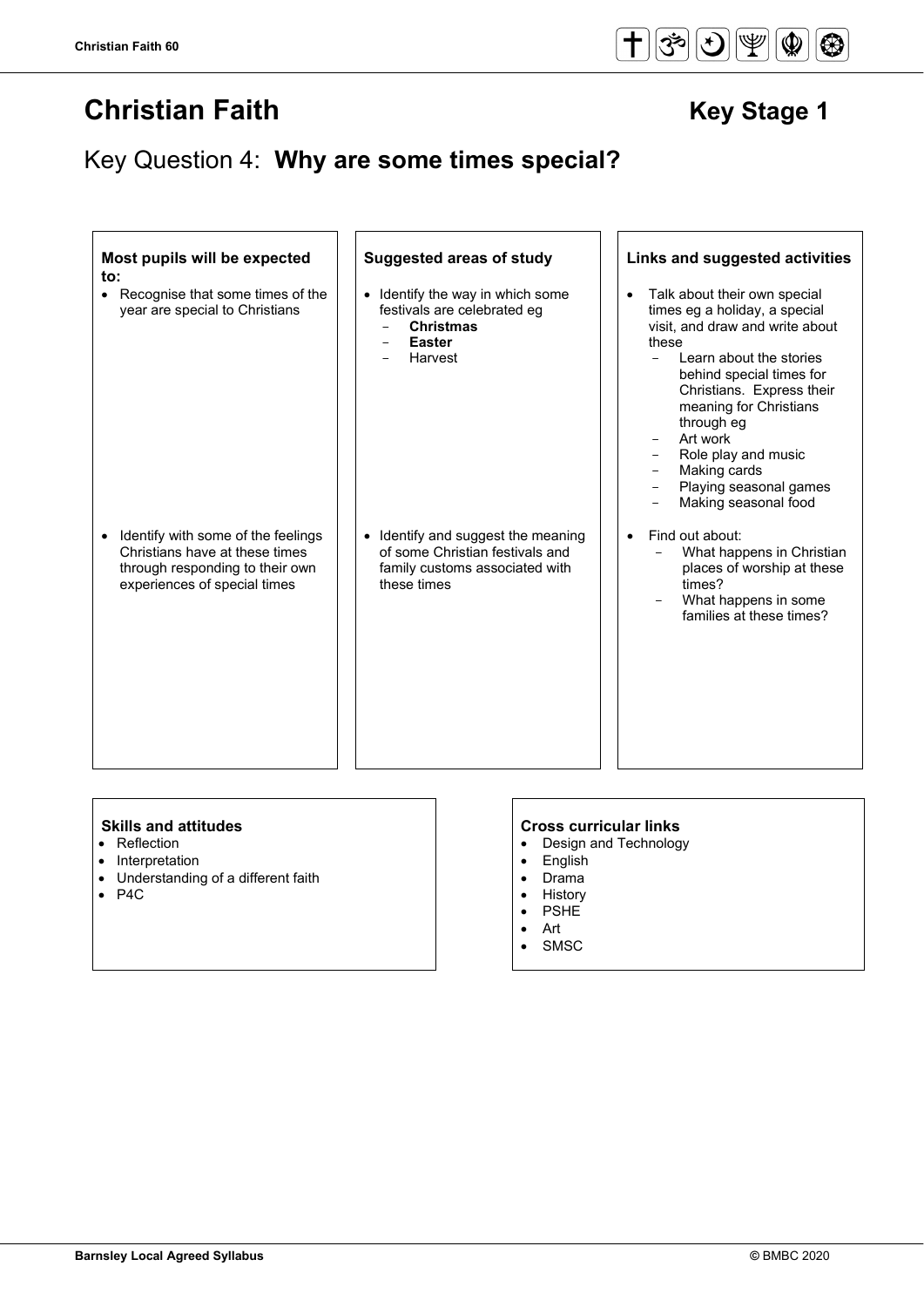# Christian Faith

## Key Stage 1

## Key Question 4: **Why are some times special?**

| **Most pupils will be expected to:** | **Suggested areas of study** | **Links and suggested activities** |
| --- | --- | --- |
| • Recognise that some times of the year are special to Christians | • Identify the way in which some festivals are celebrated eg<br>- **Christmas**<br>- **Easter**<br>- Harvest | • Talk about their own special times eg a holiday, a special visit, and draw and write about these<br>- Learn about the stories behind special times for Christians. Express their meaning for Christians through eg<br>- Art work<br>- Role play and music<br>- Making cards<br>- Playing seasonal games<br>- Making seasonal food |
| • Identify with some of the feelings Christians have at these times through responding to their own experiences of special times | • Identify and suggest the meaning of some Christian festivals and family customs associated with these times | • Find out about:<br>- What happens in Christian places of worship at these times?<br>- What happens in some families at these times? |

**Skills and attitudes**

- Reflection
- Interpretation
- Understanding of a different faith
- P4C

**Cross curricular links**

- Design and Technology
- English
- Drama
- History
- PSHE
- Art
- SMSC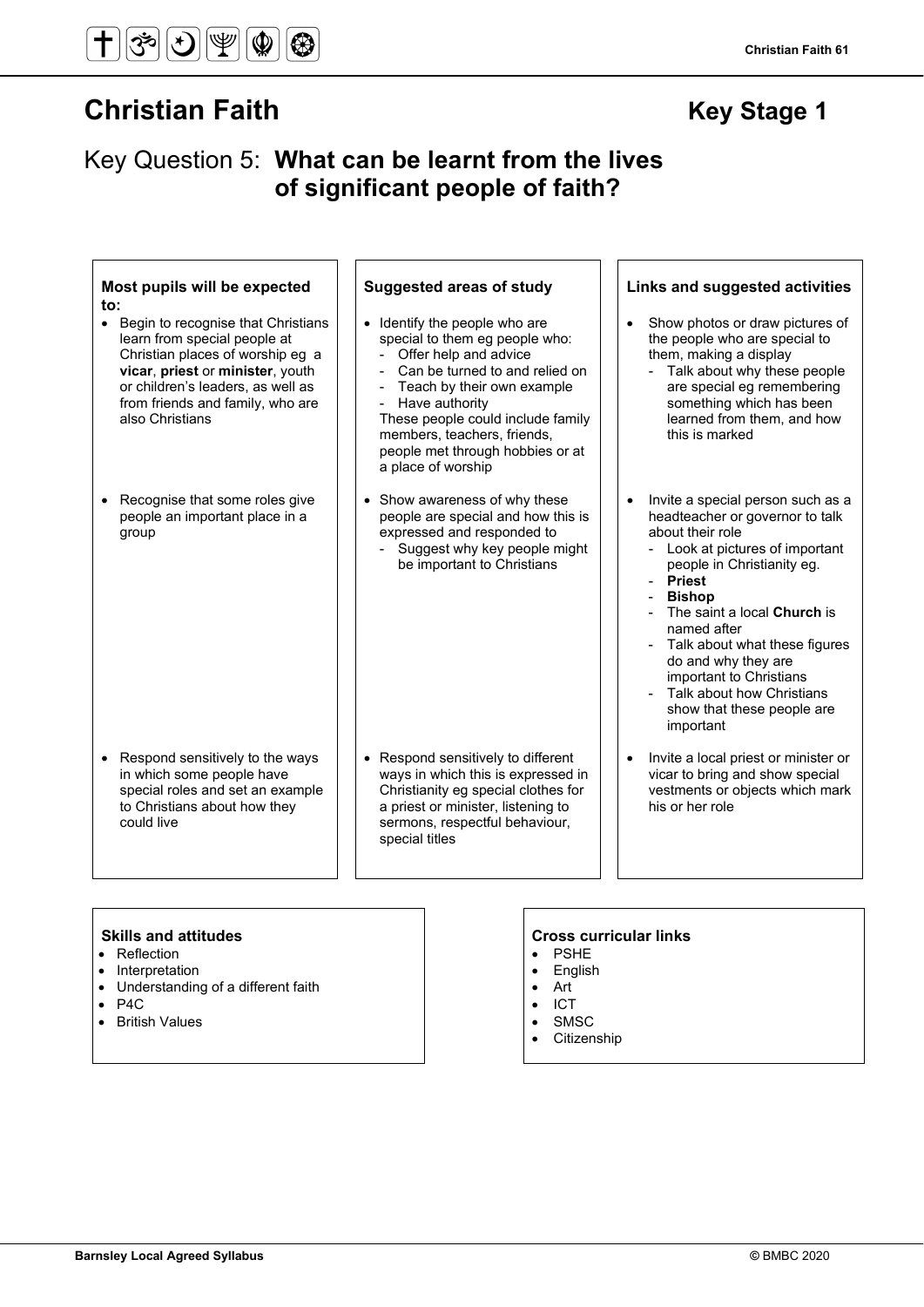# Christian Faith

## Key Stage 1

## Key Question 5: **What can be learnt from the lives of significant people of faith?**

| Most pupils will be expected to: | Suggested areas of study | Links and suggested activities |
|---|---|---|
| • Begin to recognise that Christians learn from special people at Christian places of worship eg a **vicar**, **priest** or **minister**, youth or children's leaders, as well as from friends and family, who are also Christians | • Identify the people who are special to them eg people who:<br>- Offer help and advice<br>- Can be turned to and relied on<br>- Teach by their own example<br>- Have authority<br>These people could include family members, teachers, friends, people met through hobbies or at a place of worship | • Show photos or draw pictures of the people who are special to them, making a display<br>- Talk about why these people are special eg remembering something which has been learned from them, and how this is marked |
| • Recognise that some roles give people an important place in a group | • Show awareness of why these people are special and how this is expressed and responded to<br>- Suggest why key people might be important to Christians | • Invite a special person such as a headteacher or governor to talk about their role<br>- Look at pictures of important people in Christianity eg.<br>- **Priest**<br>- **Bishop**<br>- The saint a local **Church** is named after<br>- Talk about what these figures do and why they are important to Christians<br>- Talk about how Christians show that these people are important |
| • Respond sensitively to the ways in which some people have special roles and set an example to Christians about how they could live | • Respond sensitively to different ways in which this is expressed in Christianity eg special clothes for a priest or minister, listening to sermons, respectful behaviour, special titles | • Invite a local priest or minister or vicar to bring and show special vestments or objects which mark his or her role |

**Skills and attitudes**
- Reflection
- Interpretation
- Understanding of a different faith
- P4C
- British Values

**Cross curricular links**
- PSHE
- English
- Art
- ICT
- SMSC
- Citizenship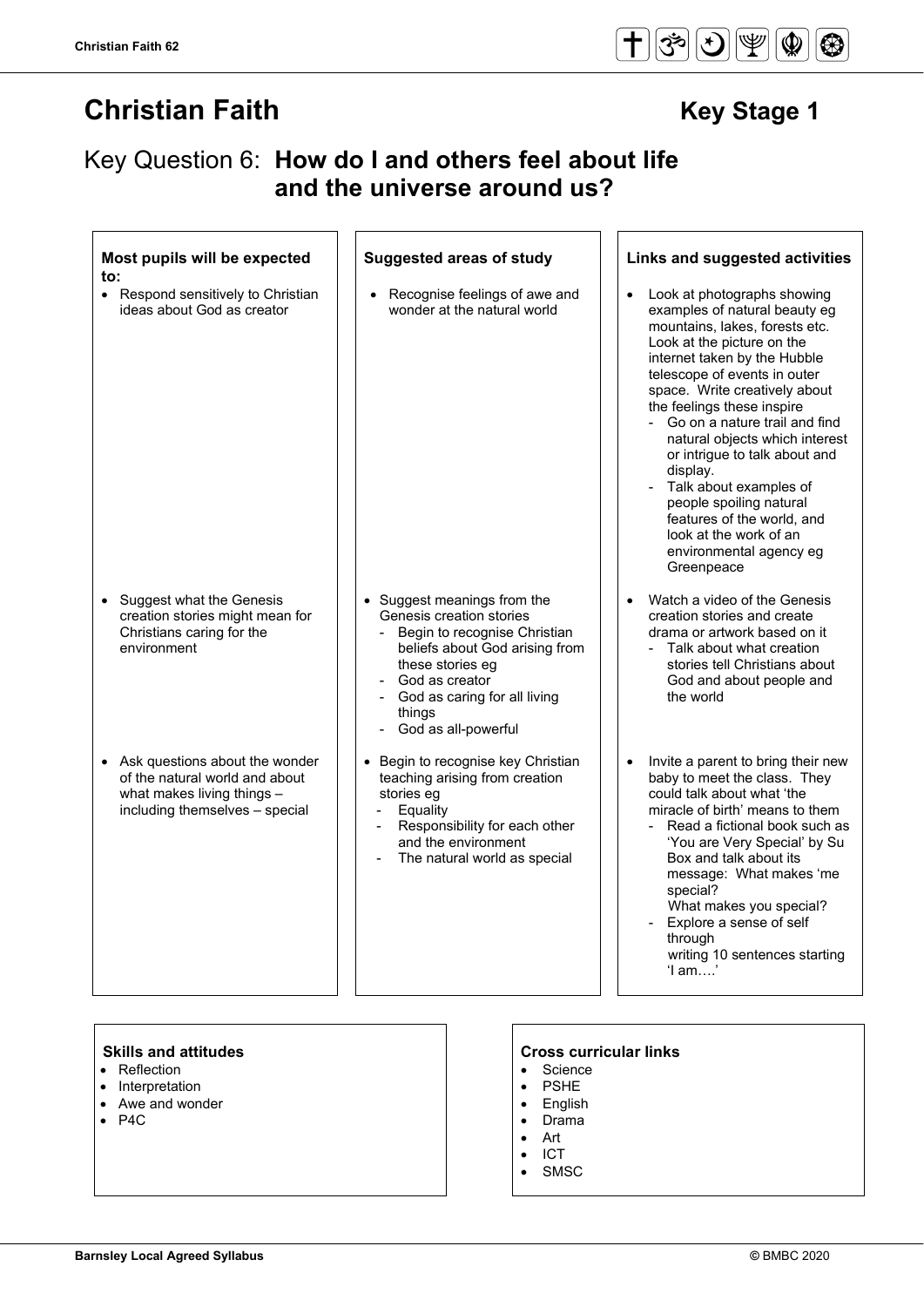# Christian Faith

## Key Stage 1

## Key Question 6: **How do I and others feel about life and the universe around us?**

| Most pupils will be expected to: | Suggested areas of study | Links and suggested activities |
|---|---|---|
| • Respond sensitively to Christian ideas about God as creator | • Recognise feelings of awe and wonder at the natural world | • Look at photographs showing examples of natural beauty eg mountains, lakes, forests etc. Look at the picture on the internet taken by the Hubble telescope of events in outer space. Write creatively about the feelings these inspire<br>- Go on a nature trail and find natural objects which interest or intrigue to talk about and display.<br>- Talk about examples of people spoiling natural features of the world, and look at the work of an environmental agency eg Greenpeace |
| • Suggest what the Genesis creation stories might mean for Christians caring for the environment | • Suggest meanings from the Genesis creation stories<br>- Begin to recognise Christian beliefs about God arising from these stories eg<br>- God as creator<br>- God as caring for all living things<br>- God as all-powerful | • Watch a video of the Genesis creation stories and create drama or artwork based on it<br>- Talk about what creation stories tell Christians about God and about people and the world |
| • Ask questions about the wonder of the natural world and about what makes living things – including themselves – special | • Begin to recognise key Christian teaching arising from creation stories eg<br>- Equality<br>- Responsibility for each other and the environment<br>- The natural world as special | • Invite a parent to bring their new baby to meet the class. They could talk about what 'the miracle of birth' means to them<br>- Read a fictional book such as 'You are Very Special' by Su Box and talk about its message: What makes 'me special? What makes you special?<br>- Explore a sense of self through writing 10 sentences starting 'I am….' |

**Skills and attitudes**

- Reflection
- Interpretation
- Awe and wonder
- P4C

**Cross curricular links**

- Science
- PSHE
- English
- Drama
- Art
- ICT
- SMSC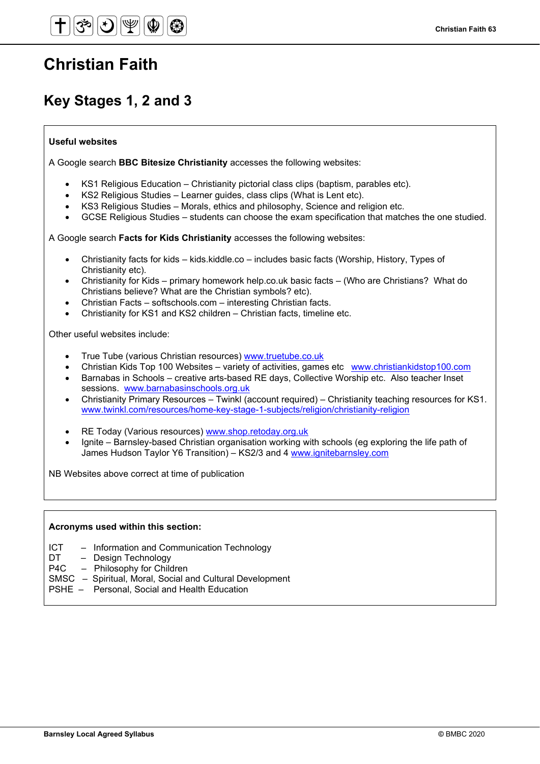# Christian Faith

## Key Stages 1, 2 and 3

**Useful websites**

A Google search **BBC Bitesize Christianity** accesses the following websites:

- KS1 Religious Education – Christianity pictorial class clips (baptism, parables etc).
- KS2 Religious Studies – Learner guides, class clips (What is Lent etc).
- KS3 Religious Studies – Morals, ethics and philosophy, Science and religion etc.
- GCSE Religious Studies – students can choose the exam specification that matches the one studied.

A Google search **Facts for Kids Christianity** accesses the following websites:

- Christianity facts for kids – kids.kiddle.co – includes basic facts (Worship, History, Types of Christianity etc).
- Christianity for Kids – primary homework help.co.uk basic facts – (Who are Christians? What do Christians believe? What are the Christian symbols? etc).
- Christian Facts – softschools.com – interesting Christian facts.
- Christianity for KS1 and KS2 children – Christian facts, timeline etc.

Other useful websites include:

- True Tube (various Christian resources) www.truetube.co.uk
- Christian Kids Top 100 Websites – variety of activities, games etc www.christiankidstop100.com
- Barnabas in Schools – creative arts-based RE days, Collective Worship etc. Also teacher Inset sessions. www.barnabasinschools.org.uk
- Christianity Primary Resources – Twinkl (account required) – Christianity teaching resources for KS1. www.twinkl.com/resources/home-key-stage-1-subjects/religion/christianity-religion
- RE Today (Various resources) www.shop.retoday.org.uk
- Ignite – Barnsley-based Christian organisation working with schools (eg exploring the life path of James Hudson Taylor Y6 Transition) – KS2/3 and 4 www.ignitebarnsley.com

NB Websites above correct at time of publication

**Acronyms used within this section:**

ICT – Information and Communication Technology
DT – Design Technology
P4C – Philosophy for Children
SMSC – Spiritual, Moral, Social and Cultural Development
PSHE – Personal, Social and Health Education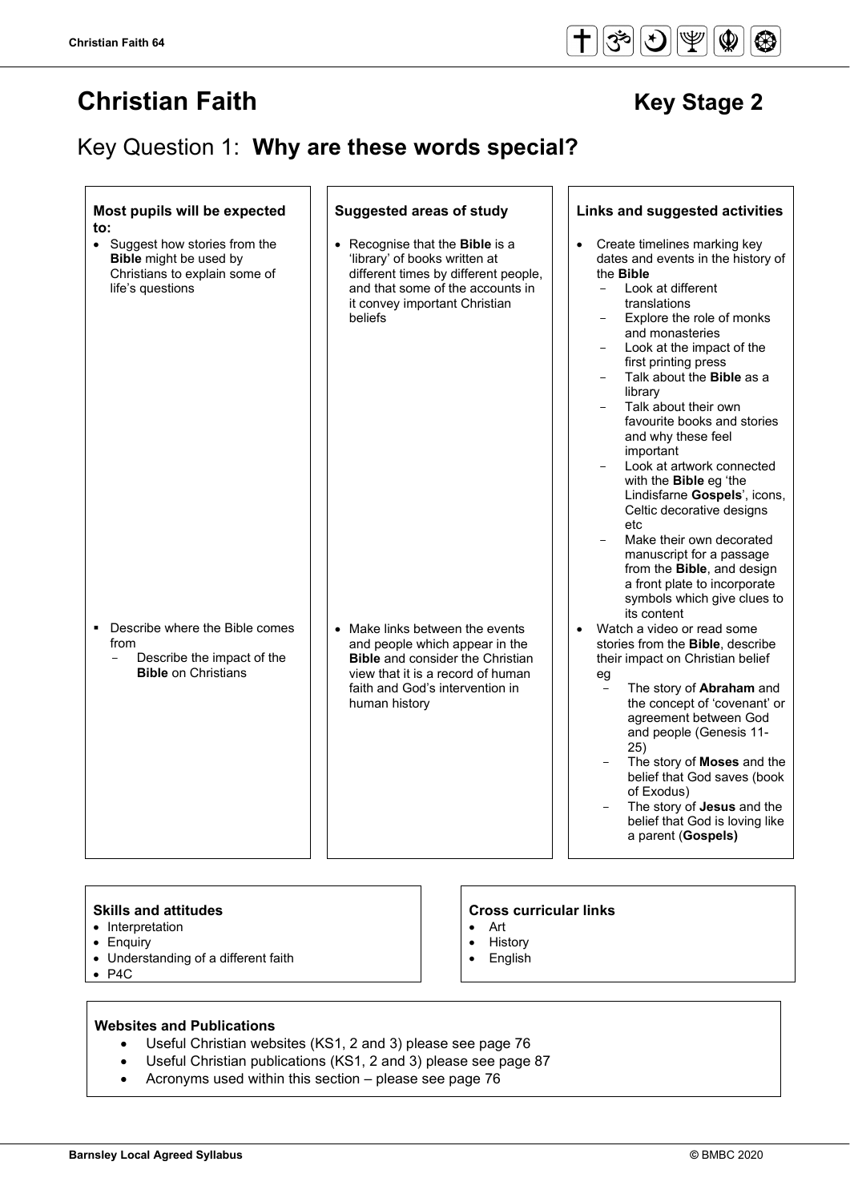# Christian Faith

## Key Stage 2

## Key Question 1: **Why are these words special?**

| Most pupils will be expected to: | Suggested areas of study | Links and suggested activities |
|---|---|---|
| • Suggest how stories from the **Bible** might be used by Christians to explain some of life's questions | • Recognise that the **Bible** is a 'library' of books written at different times by different people, and that some of the accounts in it convey important Christian beliefs | • Create timelines marking key dates and events in the history of the **Bible**<br>- Look at different translations<br>- Explore the role of monks and monasteries<br>- Look at the impact of the first printing press<br>- Talk about the **Bible** as a library<br>- Talk about their own favourite books and stories and why these feel important<br>- Look at artwork connected with the **Bible** eg 'the Lindisfarne **Gospels**', icons, Celtic decorative designs etc<br>- Make their own decorated manuscript for a passage from the **Bible**, and design a front plate to incorporate symbols which give clues to its content |
| ▪ Describe where the Bible comes from<br>- Describe the impact of the **Bible** on Christians | • Make links between the events and people which appear in the **Bible** and consider the Christian view that it is a record of human faith and God's intervention in human history | • Watch a video or read some stories from the **Bible**, describe their impact on Christian belief eg<br>- The story of **Abraham** and the concept of 'covenant' or agreement between God and people (Genesis 11-25)<br>- The story of **Moses** and the belief that God saves (book of Exodus)<br>- The story of **Jesus** and the belief that God is loving like a parent (**Gospels)** |

**Skills and attitudes**

- Interpretation
- Enquiry
- Understanding of a different faith
- P4C

**Cross curricular links**

- Art
- History
- English

**Websites and Publications**

- Useful Christian websites (KS1, 2 and 3) please see page 76
- Useful Christian publications (KS1, 2 and 3) please see page 87
- Acronyms used within this section – please see page 76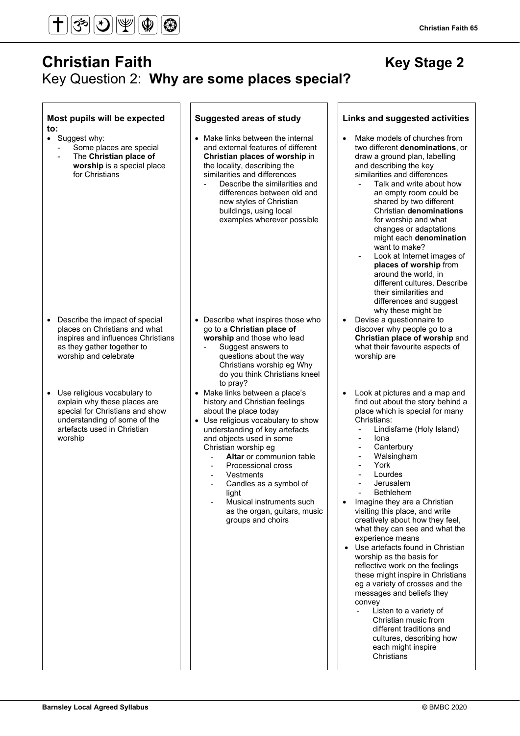# Christian Faith

## Key Stage 2

## Key Question 2: **Why are some places special?**

| Most pupils will be expected to: | Suggested areas of study | Links and suggested activities |
|---|---|---|
| • Suggest why:<br>- Some places are special<br>- The **Christian place of worship** is a special place for Christians | • Make links between the internal and external features of different **Christian places of worship** in the locality, describing the similarities and differences<br>- Describe the similarities and differences between old and new styles of Christian buildings, using local examples wherever possible | • Make models of churches from two different **denominations**, or draw a ground plan, labelling and describing the key similarities and differences<br>- Talk and write about how an empty room could be shared by two different Christian **denominations** for worship and what changes or adaptations might each **denomination** want to make?<br>- Look at Internet images of **places of worship** from around the world, in different cultures. Describe their similarities and differences and suggest why these might be |
| • Describe the impact of special places on Christians and what inspires and influences Christians as they gather together to worship and celebrate | • Describe what inspires those who go to a **Christian place of worship** and those who lead<br>- Suggest answers to questions about the way Christians worship eg Why do you think Christians kneel to pray? | • Devise a questionnaire to discover why people go to a **Christian place of worship** and what their favourite aspects of worship are |
| • Use religious vocabulary to explain why these places are special for Christians and show understanding of some of the artefacts used in Christian worship | • Make links between a place's history and Christian feelings about the place today<br>• Use religious vocabulary to show understanding of key artefacts and objects used in some Christian worship eg<br>- **Altar** or communion table<br>- Processional cross<br>- Vestments<br>- Candles as a symbol of light<br>- Musical instruments such as the organ, guitars, music groups and choirs | • Look at pictures and a map and find out about the story behind a place which is special for many Christians:<br>- Lindisfarne (Holy Island)<br>- Iona<br>- Canterbury<br>- Walsingham<br>- York<br>- Lourdes<br>- Jerusalem<br>- Bethlehem<br>• Imagine they are a Christian visiting this place, and write creatively about how they feel, what they can see and what the experience means<br>• Use artefacts found in Christian worship as the basis for reflective work on the feelings these might inspire in Christians eg a variety of crosses and the messages and beliefs they convey<br>- Listen to a variety of Christian music from different traditions and cultures, describing how each might inspire Christians |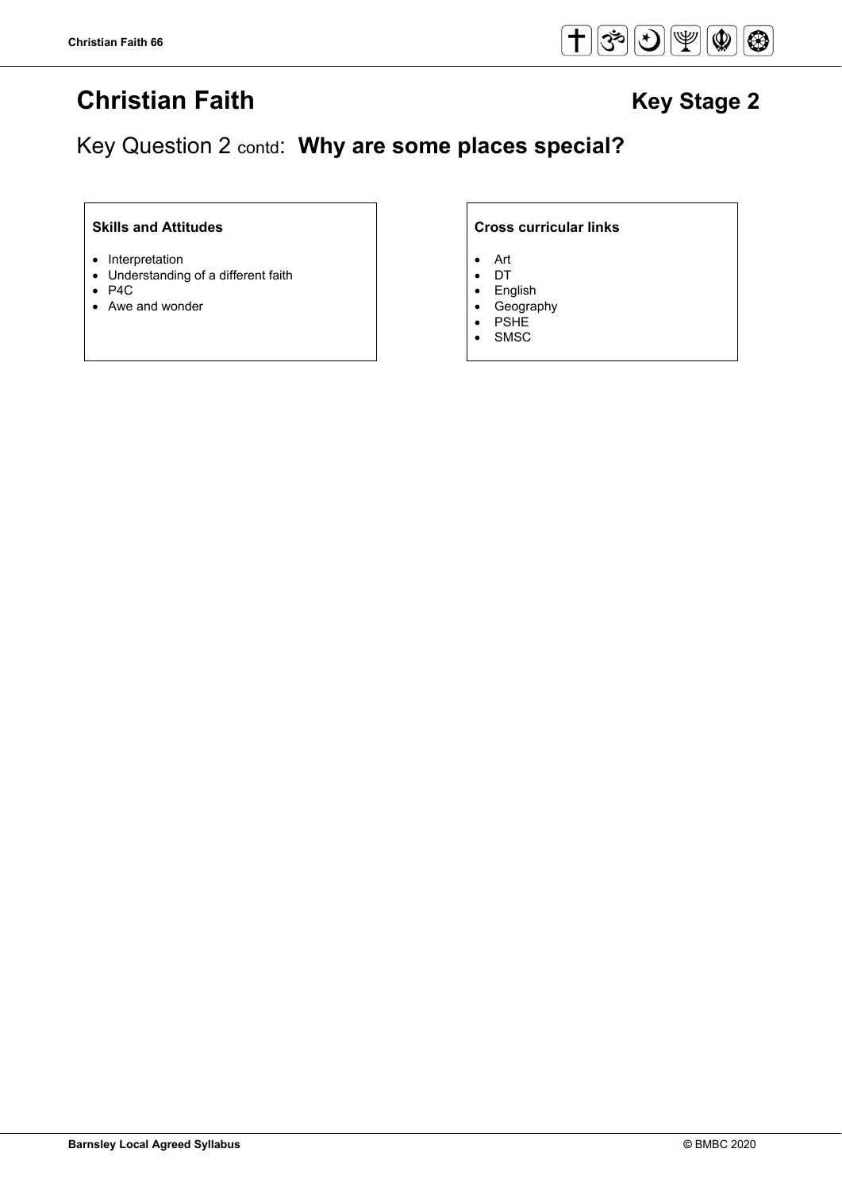# Christian Faith

## Key Stage 2

## Key Question 2 contd: **Why are some places special?**

**Skills and Attitudes**

- Interpretation
- Understanding of a different faith
- P4C
- Awe and wonder

**Cross curricular links**

- Art
- DT
- English
- Geography
- PSHE
- SMSC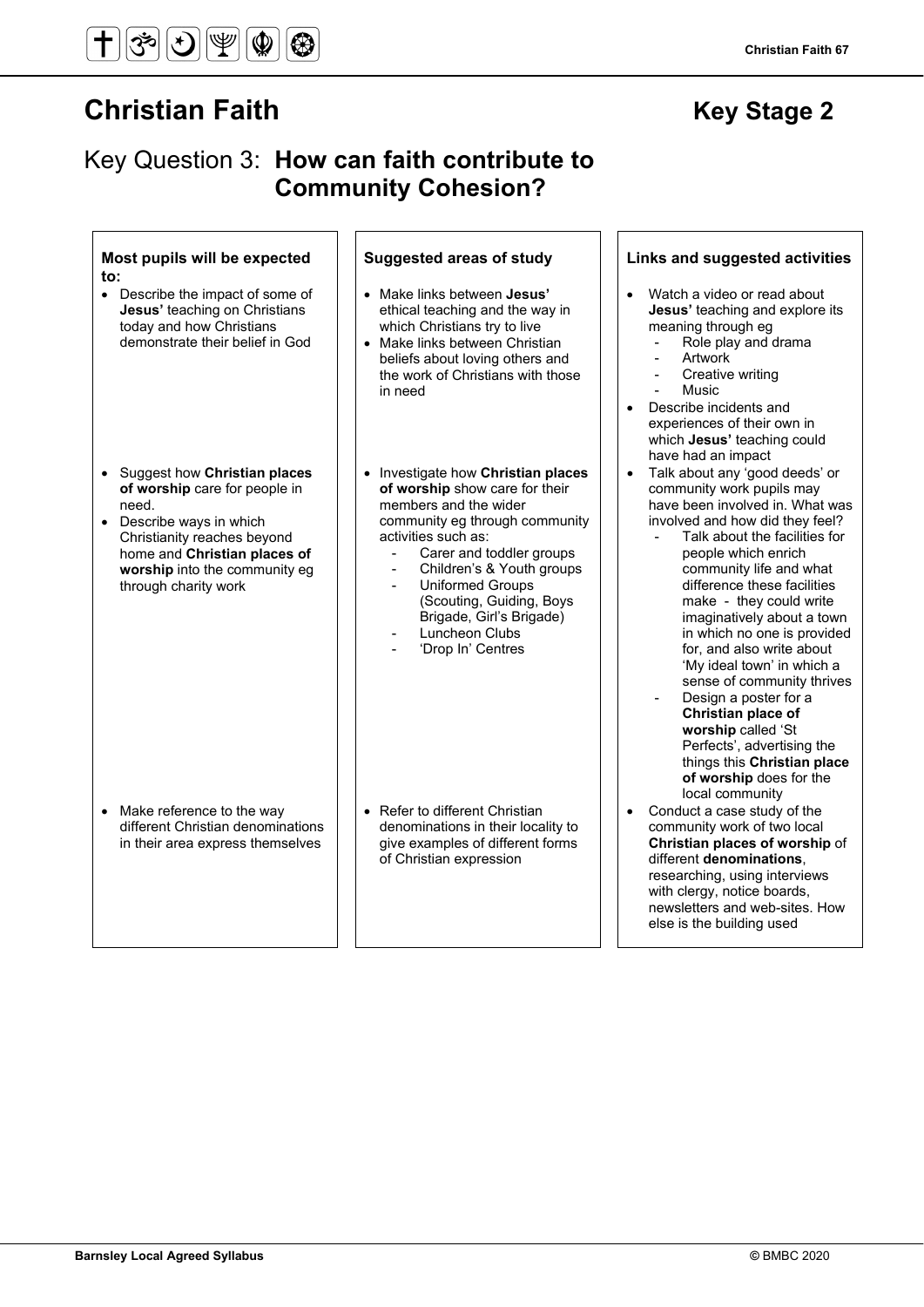# Christian Faith

## Key Stage 2

## Key Question 3: **How can faith contribute to Community Cohesion?**

| Most pupils will be expected to: | Suggested areas of study | Links and suggested activities |
|---|---|---|
| • Describe the impact of some of **Jesus'** teaching on Christians today and how Christians demonstrate their belief in God | • Make links between **Jesus'** ethical teaching and the way in which Christians try to live<br>• Make links between Christian beliefs about loving others and the work of Christians with those in need | • Watch a video or read about **Jesus'** teaching and explore its meaning through eg<br>- Role play and drama<br>- Artwork<br>- Creative writing<br>- Music<br>• Describe incidents and experiences of their own in which **Jesus'** teaching could have had an impact |
| • Suggest how **Christian places of worship** care for people in need.<br>• Describe ways in which Christianity reaches beyond home and **Christian places of worship** into the community eg through charity work | • Investigate how **Christian places of worship** show care for their members and the wider community eg through community activities such as:<br>- Carer and toddler groups<br>- Children's & Youth groups<br>- Uniformed Groups (Scouting, Guiding, Boys Brigade, Girl's Brigade)<br>- Luncheon Clubs<br>- 'Drop In' Centres | • Talk about any 'good deeds' or community work pupils may have been involved in. What was involved and how did they feel?<br>- Talk about the facilities for people which enrich community life and what difference these facilities make - they could write imaginatively about a town in which no one is provided for, and also write about 'My ideal town' in which a sense of community thrives<br>- Design a poster for a **Christian place of worship** called 'St Perfects', advertising the things this **Christian place of worship** does for the local community |
| • Make reference to the way different Christian denominations in their area express themselves | • Refer to different Christian denominations in their locality to give examples of different forms of Christian expression | • Conduct a case study of the community work of two local **Christian places of worship** of different **denominations**, researching, using interviews with clergy, notice boards, newsletters and web-sites. How else is the building used |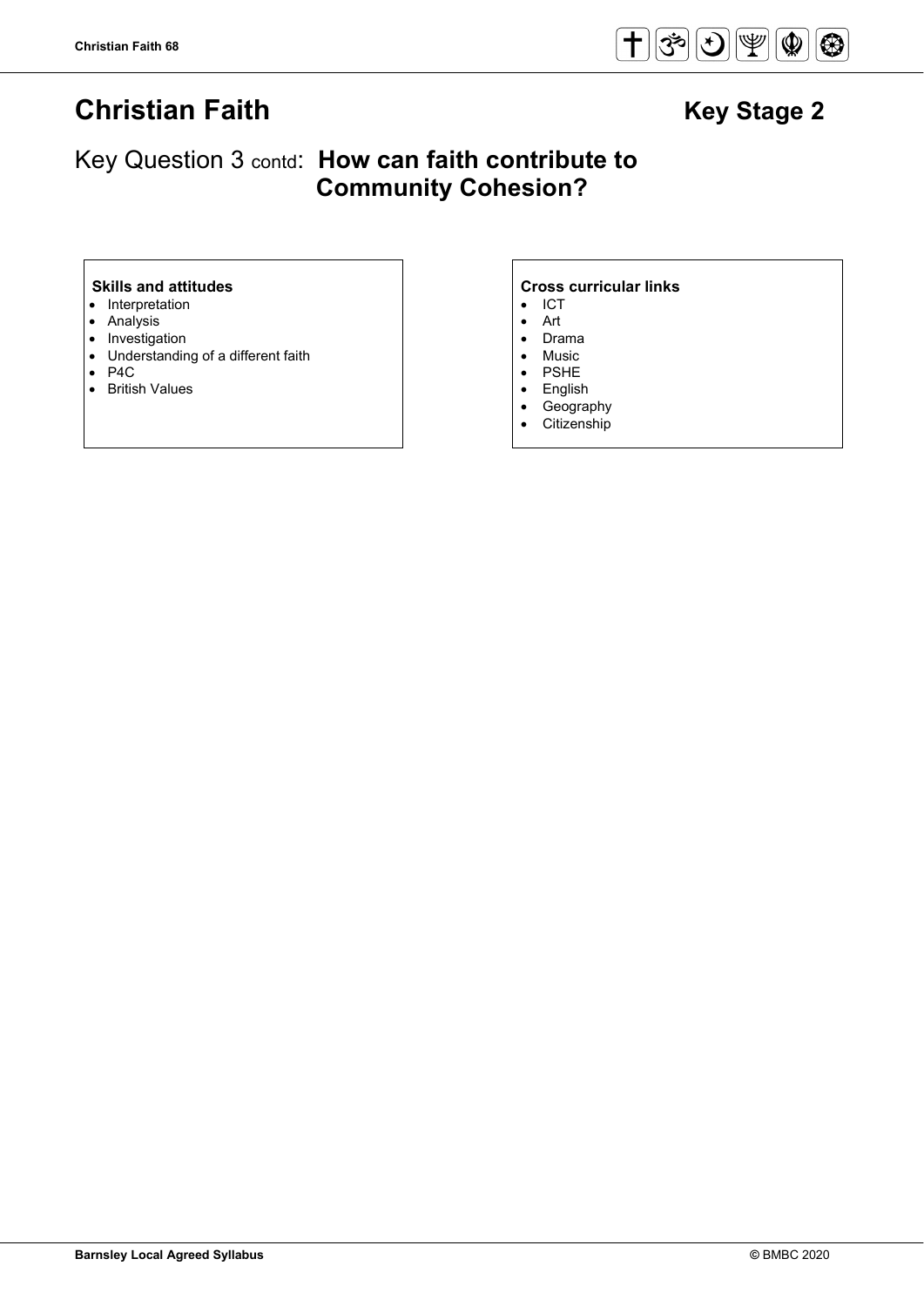# Christian Faith

## Key Stage 2

## Key Question 3 contd: How can faith contribute to Community Cohesion?

**Skills and attitudes**

- Interpretation
- Analysis
- Investigation
- Understanding of a different faith
- P4C
- British Values

**Cross curricular links**

- ICT
- Art
- Drama
- Music
- PSHE
- English
- Geography
- Citizenship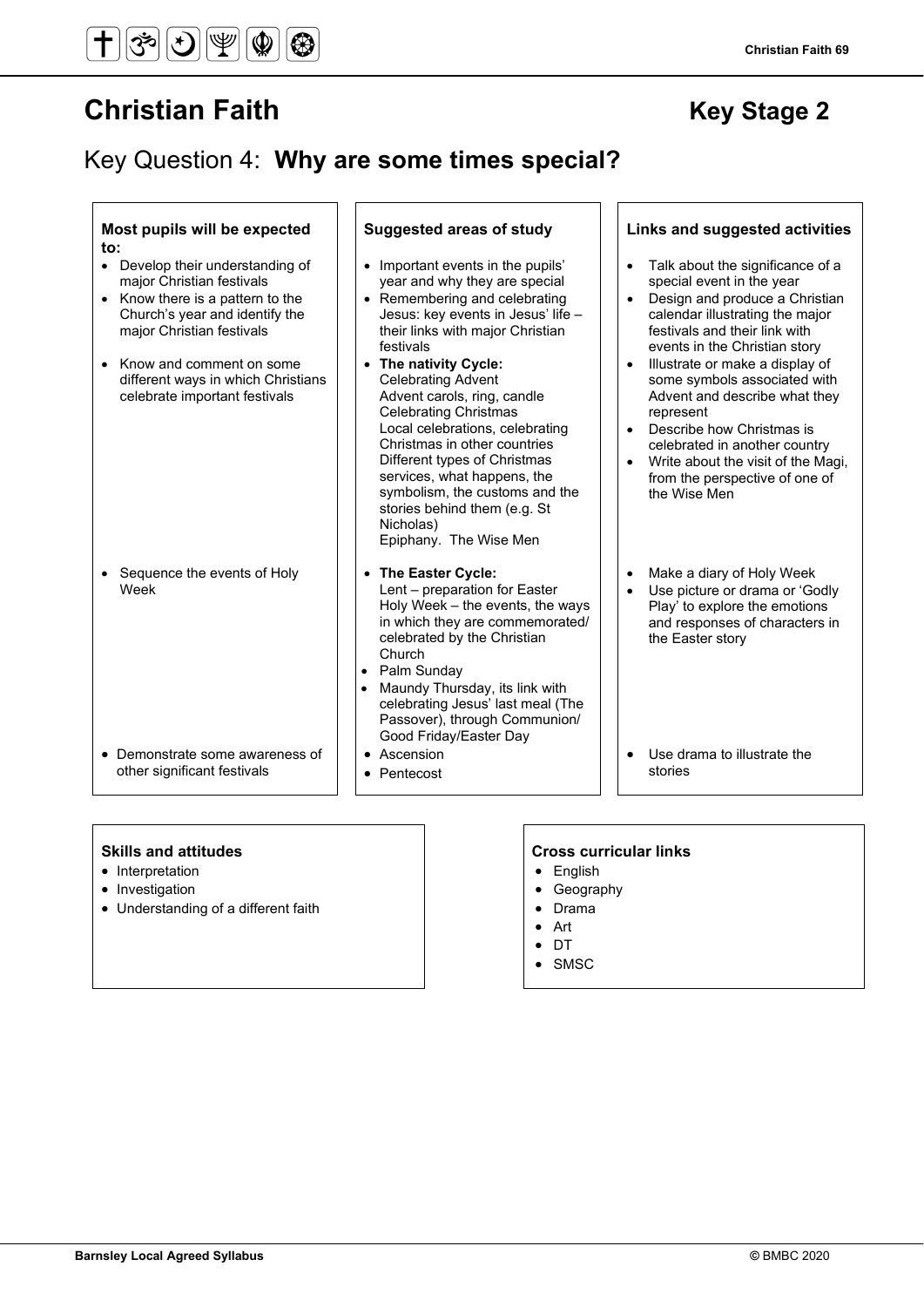# Christian Faith

## Key Stage 2

## Key Question 4: **Why are some times special?**

| Most pupils will be expected to: | Suggested areas of study | Links and suggested activities |
| --- | --- | --- |
| • Develop their understanding of major Christian festivals<br>• Know there is a pattern to the Church's year and identify the major Christian festivals<br>• Know and comment on some different ways in which Christians celebrate important festivals | • Important events in the pupils' year and why they are special<br>• Remembering and celebrating Jesus: key events in Jesus' life – their links with major Christian festivals<br>• **The nativity Cycle:**<br>Celebrating Advent<br>Advent carols, ring, candle<br>Celebrating Christmas<br>Local celebrations, celebrating Christmas in other countries<br>Different types of Christmas services, what happens, the symbolism, the customs and the stories behind them (e.g. St Nicholas)<br>Epiphany. The Wise Men | • Talk about the significance of a special event in the year<br>• Design and produce a Christian calendar illustrating the major festivals and their link with events in the Christian story<br>• Illustrate or make a display of some symbols associated with Advent and describe what they represent<br>• Describe how Christmas is celebrated in another country<br>• Write about the visit of the Magi, from the perspective of one of the Wise Men |
| • Sequence the events of Holy Week | • **The Easter Cycle:**<br>Lent – preparation for Easter<br>Holy Week – the events, the ways in which they are commemorated/ celebrated by the Christian Church<br>• Palm Sunday<br>• Maundy Thursday, its link with celebrating Jesus' last meal (The Passover), through Communion/ Good Friday/Easter Day | • Make a diary of Holy Week<br>• Use picture or drama or 'Godly Play' to explore the emotions and responses of characters in the Easter story |
| • Demonstrate some awareness of other significant festivals | • Ascension<br>• Pentecost | • Use drama to illustrate the stories |

**Skills and attitudes**

- Interpretation
- Investigation
- Understanding of a different faith

**Cross curricular links**

- English
- Geography
- Drama
- Art
- DT
- SMSC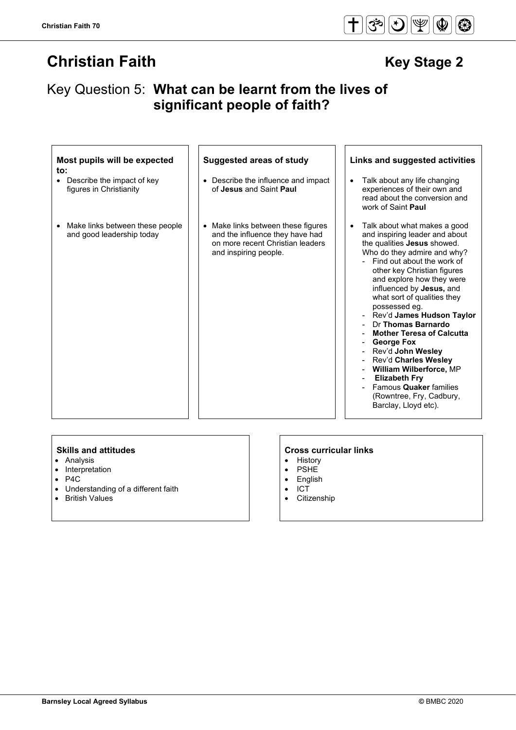# Christian Faith

## Key Stage 2

## Key Question 5: What can be learnt from the lives of significant people of faith?

| Most pupils will be expected to: | Suggested areas of study | Links and suggested activities |
|---|---|---|
| • Describe the impact of key figures in Christianity | • Describe the influence and impact of **Jesus** and Saint **Paul** | • Talk about any life changing experiences of their own and read about the conversion and work of Saint **Paul** |
| • Make links between these people and good leadership today | • Make links between these figures and the influence they have had on more recent Christian leaders and inspiring people. | • Talk about what makes a good and inspiring leader and about the qualities **Jesus** showed. Who do they admire and why? <br> - Find out about the work of other key Christian figures and explore how they were influenced by **Jesus,** and what sort of qualities they possessed eg. <br> - Rev'd **James Hudson Taylor** <br> - Dr **Thomas Barnardo** <br> - **Mother Teresa of Calcutta** <br> - **George Fox** <br> - Rev'd **John Wesley** <br> - Rev'd **Charles Wesley** <br> - **William Wilberforce,** MP <br> - **Elizabeth Fry** <br> - Famous **Quaker** families (Rowntree, Fry, Cadbury, Barclay, Lloyd etc). |

**Skills and attitudes**

- Analysis
- Interpretation
- P4C
- Understanding of a different faith
- British Values

**Cross curricular links**

- History
- PSHE
- English
- ICT
- Citizenship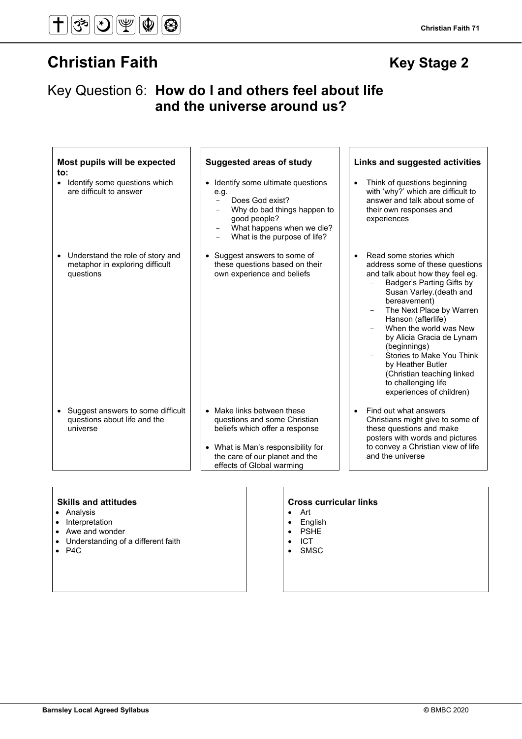# Christian Faith

## Key Stage 2

## Key Question 6: **How do I and others feel about life and the universe around us?**

| Most pupils will be expected to: | Suggested areas of study | Links and suggested activities |
|---|---|---|
| • Identify some questions which are difficult to answer | • Identify some ultimate questions e.g.<br>- Does God exist?<br>- Why do bad things happen to good people?<br>- What happens when we die?<br>- What is the purpose of life? | • Think of questions beginning with 'why?' which are difficult to answer and talk about some of their own responses and experiences |
| • Understand the role of story and metaphor in exploring difficult questions | • Suggest answers to some of these questions based on their own experience and beliefs | • Read some stories which address some of these questions and talk about how they feel eg.<br>- Badger's Parting Gifts by Susan Varley.(death and bereavement)<br>- The Next Place by Warren Hanson (afterlife)<br>- When the world was New by Alicia Gracia de Lynam (beginnings)<br>- Stories to Make You Think by Heather Butler (Christian teaching linked to challenging life experiences of children) |
| • Suggest answers to some difficult questions about life and the universe | • Make links between these questions and some Christian beliefs which offer a response<br>• What is Man's responsibility for the care of our planet and the effects of Global warming | • Find out what answers Christians might give to some of these questions and make posters with words and pictures to convey a Christian view of life and the universe |

**Skills and attitudes**
- Analysis
- Interpretation
- Awe and wonder
- Understanding of a different faith
- P4C

**Cross curricular links**
- Art
- English
- PSHE
- ICT
- SMSC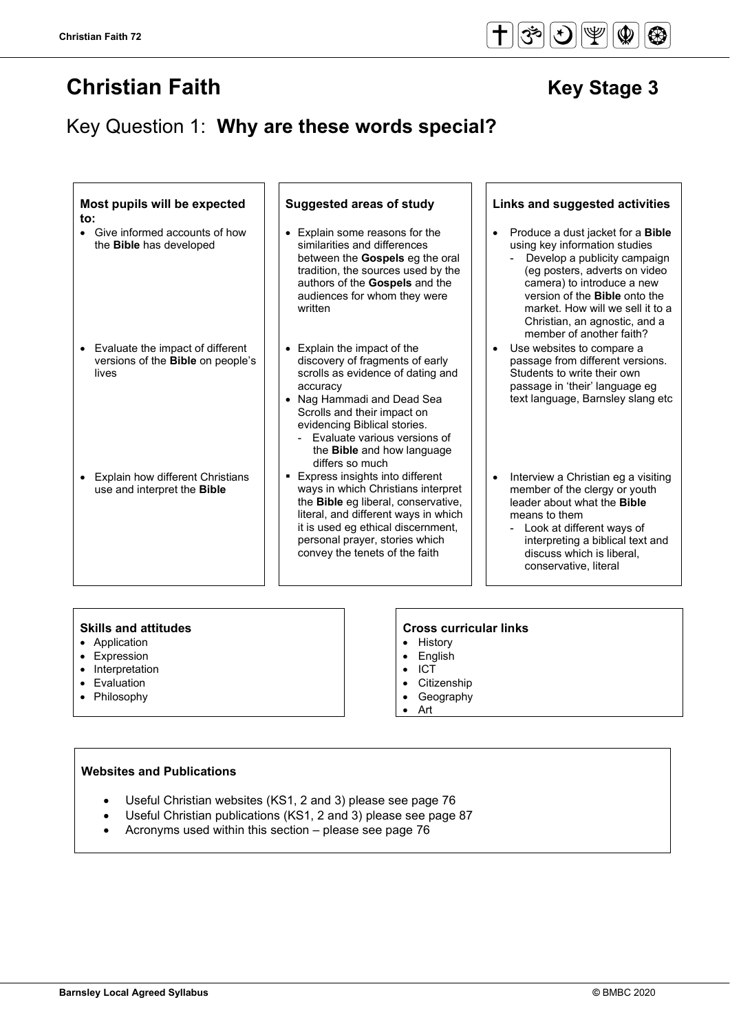# Christian Faith

**Key Stage 3**

## Key Question 1: **Why are these words special?**

| Most pupils will be expected to: | Suggested areas of study | Links and suggested activities |
| --- | --- | --- |
| • Give informed accounts of how the **Bible** has developed | • Explain some reasons for the similarities and differences between the **Gospels** eg the oral tradition, the sources used by the authors of the **Gospels** and the audiences for whom they were written | • Produce a dust jacket for a **Bible** using key information studies<br>- Develop a publicity campaign (eg posters, adverts on video camera) to introduce a new version of the **Bible** onto the market. How will we sell it to a Christian, an agnostic, and a member of another faith? |
| • Evaluate the impact of different versions of the **Bible** on people's lives | • Explain the impact of the discovery of fragments of early scrolls as evidence of dating and accuracy<br>• Nag Hammadi and Dead Sea Scrolls and their impact on evidencing Biblical stories.<br>- Evaluate various versions of the **Bible** and how language differs so much | • Use websites to compare a passage from different versions. Students to write their own passage in 'their' language eg text language, Barnsley slang etc |
| • Explain how different Christians use and interpret the **Bible** | ▪ Express insights into different ways in which Christians interpret the **Bible** eg liberal, conservative, literal, and different ways in which it is used eg ethical discernment, personal prayer, stories which convey the tenets of the faith | • Interview a Christian eg a visiting member of the clergy or youth leader about what the **Bible** means to them<br>- Look at different ways of interpreting a biblical text and discuss which is liberal, conservative, literal |

**Skills and attitudes**

- Application
- Expression
- Interpretation
- Evaluation
- Philosophy

**Cross curricular links**

- History
- English
- ICT
- Citizenship
- Geography
- Art

**Websites and Publications**

- Useful Christian websites (KS1, 2 and 3) please see page 76
- Useful Christian publications (KS1, 2 and 3) please see page 87
- Acronyms used within this section – please see page 76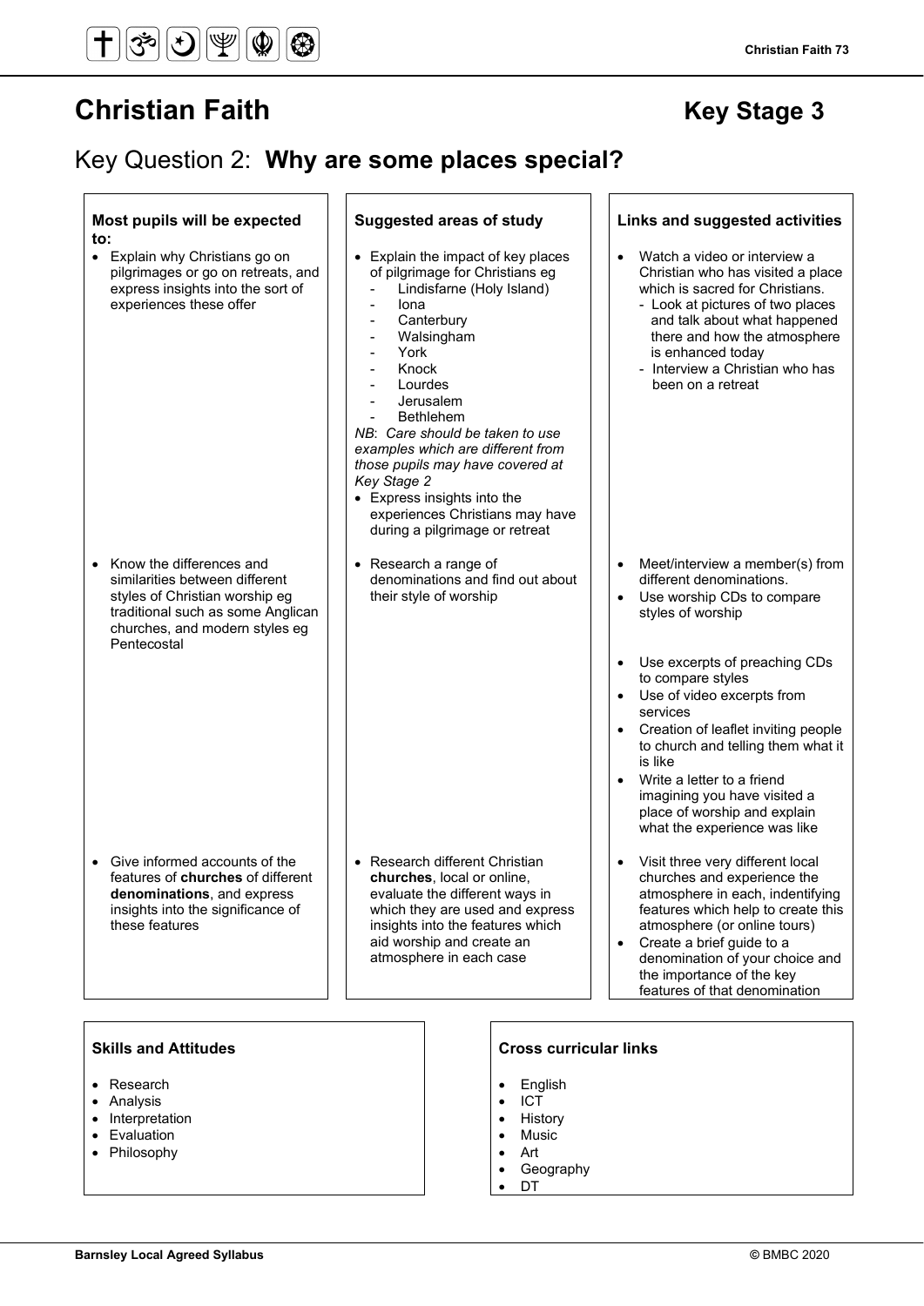# Christian Faith

## Key Stage 3

## Key Question 2: **Why are some places special?**

| Most pupils will be expected to: | Suggested areas of study | Links and suggested activities |
|---|---|---|
| • Explain why Christians go on pilgrimages or go on retreats, and express insights into the sort of experiences these offer | • Explain the impact of key places of pilgrimage for Christians eg<br>- Lindisfarne (Holy Island)<br>- Iona<br>- Canterbury<br>- Walsingham<br>- York<br>- Knock<br>- Lourdes<br>- Jerusalem<br>- Bethlehem<br>*NB: Care should be taken to use examples which are different from those pupils may have covered at Key Stage 2*<br>• Express insights into the experiences Christians may have during a pilgrimage or retreat | • Watch a video or interview a Christian who has visited a place which is sacred for Christians.<br>- Look at pictures of two places and talk about what happened there and how the atmosphere is enhanced today<br>- Interview a Christian who has been on a retreat |
| • Know the differences and similarities between different styles of Christian worship eg traditional such as some Anglican churches, and modern styles eg Pentecostal | • Research a range of denominations and find out about their style of worship | • Meet/interview a member(s) from different denominations.<br>• Use worship CDs to compare styles of worship<br>• Use excerpts of preaching CDs to compare styles<br>• Use of video excerpts from services<br>• Creation of leaflet inviting people to church and telling them what it is like<br>• Write a letter to a friend imagining you have visited a place of worship and explain what the experience was like |
| • Give informed accounts of the features of **churches** of different **denominations**, and express insights into the significance of these features | • Research different Christian **churches**, local or online, evaluate the different ways in which they are used and express insights into the features which aid worship and create an atmosphere in each case | • Visit three very different local churches and experience the atmosphere in each, indentifying features which help to create this atmosphere (or online tours)<br>• Create a brief guide to a denomination of your choice and the importance of the key features of that denomination |

### Skills and Attitudes

- Research
- Analysis
- Interpretation
- Evaluation
- Philosophy

### Cross curricular links

- English
- ICT
- History
- Music
- Art
- Geography
- DT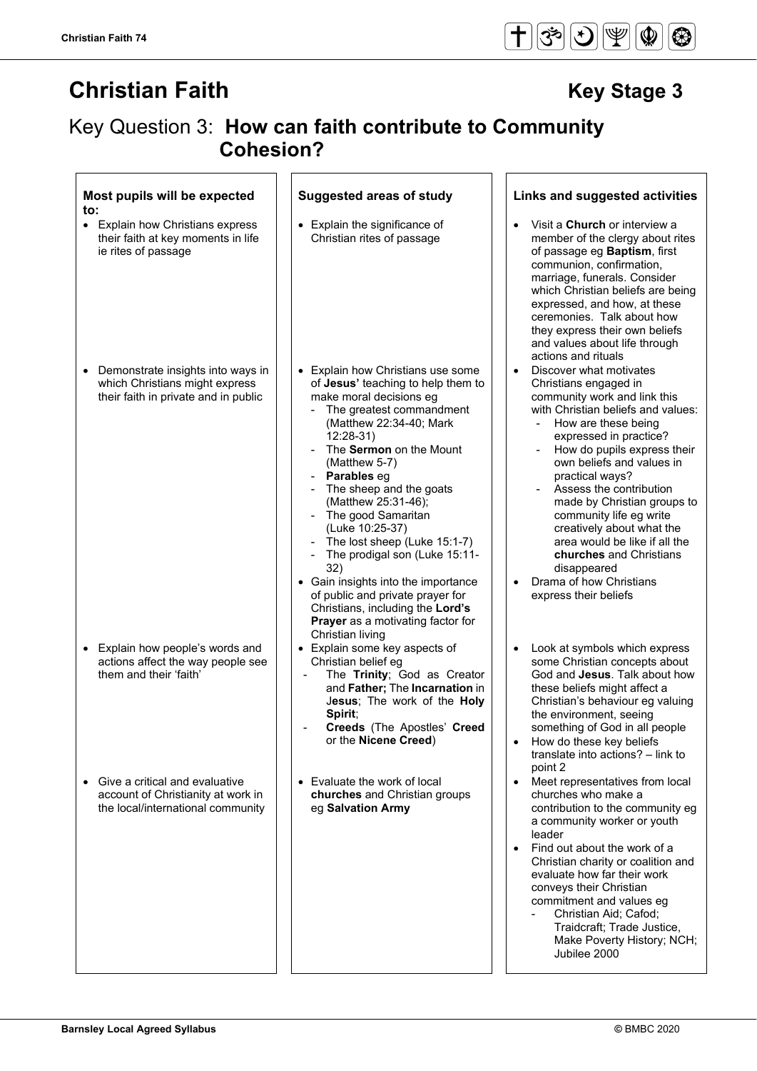# Christian Faith

## Key Stage 3

## Key Question 3: **How can faith contribute to Community Cohesion?**

| Most pupils will be expected to: | Suggested areas of study | Links and suggested activities |
|---|---|---|
| • Explain how Christians express their faith at key moments in life ie rites of passage | • Explain the significance of Christian rites of passage | • Visit a **Church** or interview a member of the clergy about rites of passage eg **Baptism**, first communion, confirmation, marriage, funerals. Consider which Christian beliefs are being expressed, and how, at these ceremonies. Talk about how they express their own beliefs and values about life through actions and rituals |
| • Demonstrate insights into ways in which Christians might express their faith in private and in public | • Explain how Christians use some of **Jesus'** teaching to help them to make moral decisions eg<br>- The greatest commandment (Matthew 22:34-40; Mark 12:28-31)<br>- The **Sermon** on the Mount (Matthew 5-7)<br>- **Parables** eg<br>- The sheep and the goats (Matthew 25:31-46);<br>- The good Samaritan (Luke 10:25-37)<br>- The lost sheep (Luke 15:1-7)<br>- The prodigal son (Luke 15:11-32)<br>• Gain insights into the importance of public and private prayer for Christians, including the **Lord's Prayer** as a motivating factor for Christian living | • Discover what motivates Christians engaged in community work and link this with Christian beliefs and values:<br>- How are these being expressed in practice?<br>- How do pupils express their own beliefs and values in practical ways?<br>- Assess the contribution made by Christian groups to community life eg write creatively about what the area would be like if all the **churches** and Christians disappeared<br>• Drama of how Christians express their beliefs |
| • Explain how people's words and actions affect the way people see them and their 'faith' | • Explain some key aspects of Christian belief eg<br>- The **Trinity**; God as Creator and **Father;** The **Incarnation** in J**esus**; The work of the **Holy Spirit**;<br>- **Creeds** (The Apostles' **Creed** or the **Nicene Creed**) | • Look at symbols which express some Christian concepts about God and **Jesus**. Talk about how these beliefs might affect a Christian's behaviour eg valuing the environment, seeing something of God in all people<br>• How do these key beliefs translate into actions? – link to point 2 |
| • Give a critical and evaluative account of Christianity at work in the local/international community | • Evaluate the work of local **churches** and Christian groups eg **Salvation Army** | • Meet representatives from local churches who make a contribution to the community eg a community worker or youth leader<br>• Find out about the work of a Christian charity or coalition and evaluate how far their work conveys their Christian commitment and values eg<br>- Christian Aid; Cafod; Traidcraft; Trade Justice, Make Poverty History; NCH; Jubilee 2000 |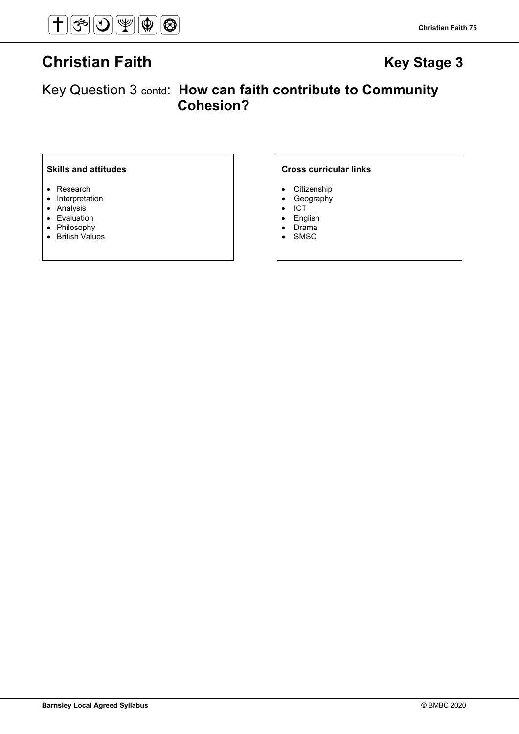# Christian Faith

## Key Stage 3

## Key Question 3 contd: **How can faith contribute to Community Cohesion?**

**Skills and attitudes**

- Research
- Interpretation
- Analysis
- Evaluation
- Philosophy
- British Values

**Cross curricular links**

- Citizenship
- Geography
- ICT
- English
- Drama
- SMSC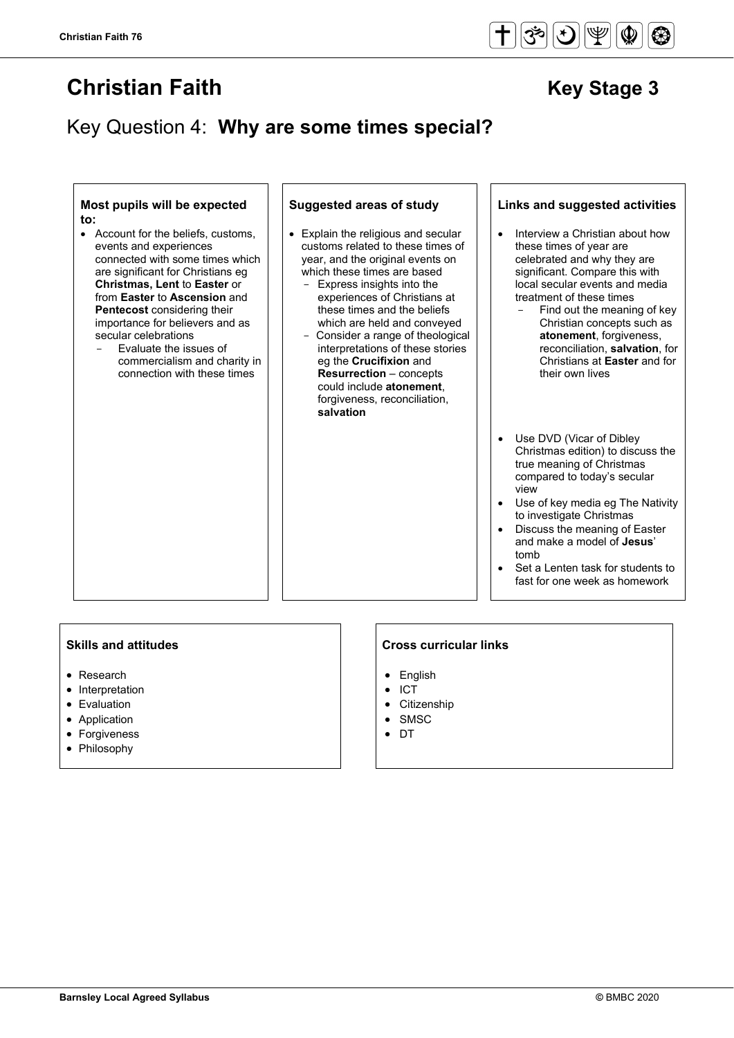# Christian Faith

## Key Stage 3

## Key Question 4: **Why are some times special?**

### Most pupils will be expected to:

- Account for the beliefs, customs, events and experiences connected with some times which are significant for Christians eg **Christmas, Lent** to **Easter** or from **Easter** to **Ascension** and **Pentecost** considering their importance for believers and as secular celebrations
  - Evaluate the issues of commercialism and charity in connection with these times

### Suggested areas of study

- Explain the religious and secular customs related to these times of year, and the original events on which these times are based
  - Express insights into the experiences of Christians at these times and the beliefs which are held and conveyed
  - Consider a range of theological interpretations of these stories eg the **Crucifixion** and **Resurrection** – concepts could include **atonement**, forgiveness, reconciliation, **salvation**

### Links and suggested activities

- Interview a Christian about how these times of year are celebrated and why they are significant. Compare this with local secular events and media treatment of these times
  - Find out the meaning of key Christian concepts such as **atonement**, forgiveness, reconciliation, **salvation**, for Christians at **Easter** and for their own lives
- Use DVD (Vicar of Dibley Christmas edition) to discuss the true meaning of Christmas compared to today's secular view
- Use of key media eg The Nativity to investigate Christmas
- Discuss the meaning of Easter and make a model of **Jesus**' tomb
- Set a Lenten task for students to fast for one week as homework

### Skills and attitudes

- Research
- Interpretation
- Evaluation
- Application
- Forgiveness
- Philosophy

### Cross curricular links

- English
- ICT
- Citizenship
- SMSC
- DT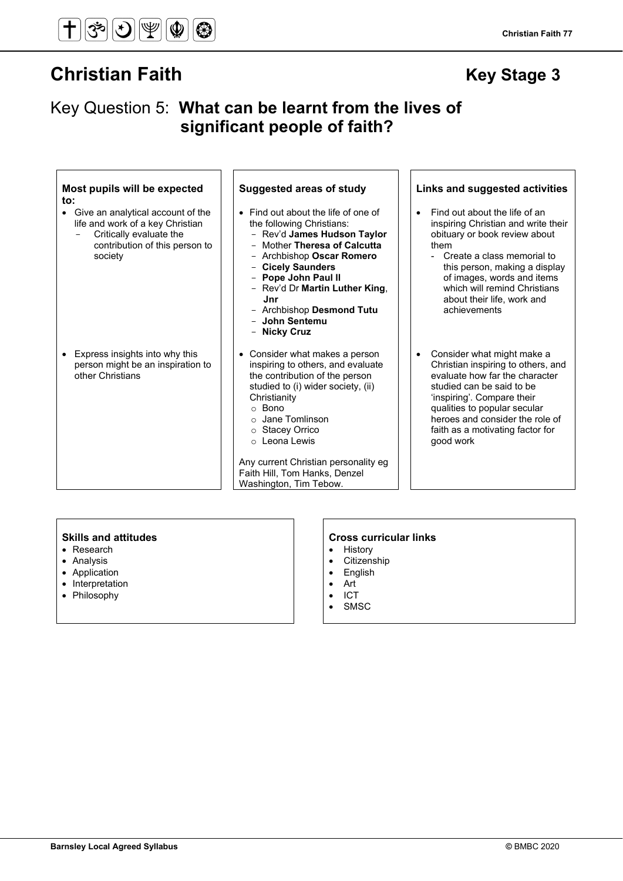# Christian Faith

**Key Stage 3**

## Key Question 5: **What can be learnt from the lives of significant people of faith?**

| **Most pupils will be expected to:** | **Suggested areas of study** | **Links and suggested activities** |
|---|---|---|
| • Give an analytical account of the life and work of a key Christian<br>  - Critically evaluate the contribution of this person to society | • Find out about the life of one of the following Christians:<br>  - Rev'd **James Hudson Taylor**<br>  - Mother **Theresa of Calcutta**<br>  - Archbishop **Oscar Romero**<br>  - **Cicely Saunders**<br>  - **Pope John Paul II**<br>  - Rev'd Dr **Martin Luther King, Jnr**<br>  - Archbishop **Desmond Tutu**<br>  - **John Sentemu**<br>  - **Nicky Cruz** | • Find out about the life of an inspiring Christian and write their obituary or book review about them<br>  - Create a class memorial to this person, making a display of images, words and items which will remind Christians about their life, work and achievements |
| • Express insights into why this person might be an inspiration to other Christians | • Consider what makes a person inspiring to others, and evaluate the contribution of the person studied to (i) wider society, (ii) Christianity<br>  ○ Bono<br>  ○ Jane Tomlinson<br>  ○ Stacey Orrico<br>  ○ Leona Lewis<br><br>Any current Christian personality eg Faith Hill, Tom Hanks, Denzel Washington, Tim Tebow. | • Consider what might make a Christian inspiring to others, and evaluate how far the character studied can be said to be 'inspiring'. Compare their qualities to popular secular heroes and consider the role of faith as a motivating factor for good work |

| **Skills and attitudes** | **Cross curricular links** |
|---|---|
| • Research<br>• Analysis<br>• Application<br>• Interpretation<br>• Philosophy | • History<br>• Citizenship<br>• English<br>• Art<br>• ICT<br>• SMSC |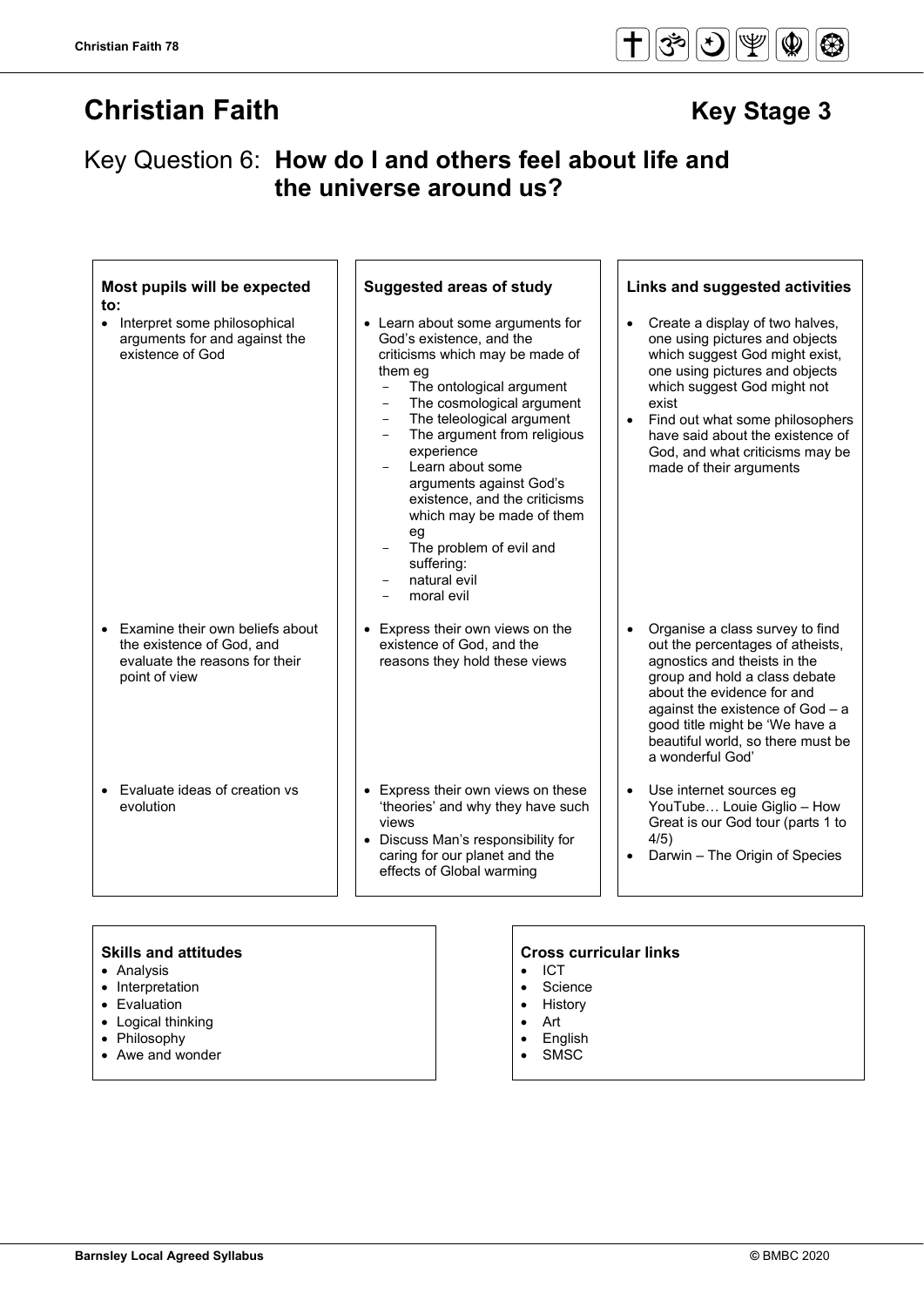# Christian Faith

## Key Stage 3

## Key Question 6: **How do I and others feel about life and the universe around us?**

| Most pupils will be expected to: | Suggested areas of study | Links and suggested activities |
|---|---|---|
| • Interpret some philosophical arguments for and against the existence of God | • Learn about some arguments for God's existence, and the criticisms which may be made of them eg<br>- The ontological argument<br>- The cosmological argument<br>- The teleological argument<br>- The argument from religious experience<br>- Learn about some arguments against God's existence, and the criticisms which may be made of them eg<br>- The problem of evil and suffering:<br>- natural evil<br>- moral evil | • Create a display of two halves, one using pictures and objects which suggest God might exist, one using pictures and objects which suggest God might not exist<br>• Find out what some philosophers have said about the existence of God, and what criticisms may be made of their arguments |
| • Examine their own beliefs about the existence of God, and evaluate the reasons for their point of view | • Express their own views on the existence of God, and the reasons they hold these views | • Organise a class survey to find out the percentages of atheists, agnostics and theists in the group and hold a class debate about the evidence for and against the existence of God – a good title might be 'We have a beautiful world, so there must be a wonderful God' |
| • Evaluate ideas of creation vs evolution | • Express their own views on these 'theories' and why they have such views<br>• Discuss Man's responsibility for caring for our planet and the effects of Global warming | • Use internet sources eg YouTube… Louie Giglio – How Great is our God tour (parts 1 to 4/5)<br>• Darwin – The Origin of Species |

**Skills and attitudes**
- Analysis
- Interpretation
- Evaluation
- Logical thinking
- Philosophy
- Awe and wonder

**Cross curricular links**
- ICT
- Science
- History
- Art
- English
- SMSC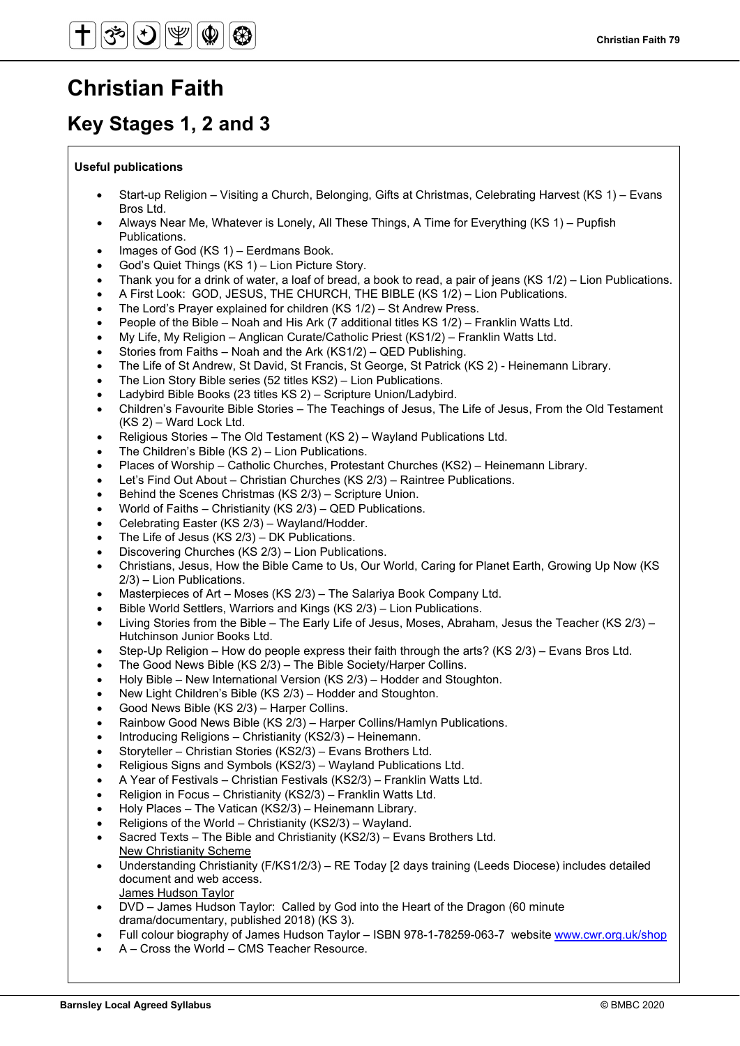# Christian Faith

## Key Stages 1, 2 and 3

**Useful publications**

- Start-up Religion – Visiting a Church, Belonging, Gifts at Christmas, Celebrating Harvest (KS 1) – Evans Bros Ltd.
- Always Near Me, Whatever is Lonely, All These Things, A Time for Everything (KS 1) – Pupfish Publications.
- Images of God (KS 1) – Eerdmans Book.
- God's Quiet Things (KS 1) – Lion Picture Story.
- Thank you for a drink of water, a loaf of bread, a book to read, a pair of jeans (KS 1/2) – Lion Publications.
- A First Look: GOD, JESUS, THE CHURCH, THE BIBLE (KS 1/2) – Lion Publications.
- The Lord's Prayer explained for children (KS 1/2) – St Andrew Press.
- People of the Bible – Noah and His Ark (7 additional titles KS 1/2) – Franklin Watts Ltd.
- My Life, My Religion – Anglican Curate/Catholic Priest (KS1/2) – Franklin Watts Ltd.
- Stories from Faiths – Noah and the Ark (KS1/2) – QED Publishing.
- The Life of St Andrew, St David, St Francis, St George, St Patrick (KS 2) - Heinemann Library.
- The Lion Story Bible series (52 titles KS2) – Lion Publications.
- Ladybird Bible Books (23 titles KS 2) – Scripture Union/Ladybird.
- Children's Favourite Bible Stories – The Teachings of Jesus, The Life of Jesus, From the Old Testament (KS 2) – Ward Lock Ltd.
- Religious Stories – The Old Testament (KS 2) – Wayland Publications Ltd.
- The Children's Bible (KS 2) – Lion Publications.
- Places of Worship – Catholic Churches, Protestant Churches (KS2) – Heinemann Library.
- Let's Find Out About – Christian Churches (KS 2/3) – Raintree Publications.
- Behind the Scenes Christmas (KS 2/3) – Scripture Union.
- World of Faiths – Christianity (KS 2/3) – QED Publications.
- Celebrating Easter (KS 2/3) – Wayland/Hodder.
- The Life of Jesus (KS 2/3) – DK Publications.
- Discovering Churches (KS 2/3) – Lion Publications.
- Christians, Jesus, How the Bible Came to Us, Our World, Caring for Planet Earth, Growing Up Now (KS 2/3) – Lion Publications.
- Masterpieces of Art – Moses (KS 2/3) – The Salariya Book Company Ltd.
- Bible World Settlers, Warriors and Kings (KS 2/3) – Lion Publications.
- Living Stories from the Bible – The Early Life of Jesus, Moses, Abraham, Jesus the Teacher (KS 2/3) – Hutchinson Junior Books Ltd.
- Step-Up Religion – How do people express their faith through the arts? (KS 2/3) – Evans Bros Ltd.
- The Good News Bible (KS 2/3) – The Bible Society/Harper Collins.
- Holy Bible – New International Version (KS 2/3) – Hodder and Stoughton.
- New Light Children's Bible (KS 2/3) – Hodder and Stoughton.
- Good News Bible (KS 2/3) – Harper Collins.
- Rainbow Good News Bible (KS 2/3) – Harper Collins/Hamlyn Publications.
- Introducing Religions – Christianity (KS2/3) – Heinemann.
- Storyteller – Christian Stories (KS2/3) – Evans Brothers Ltd.
- Religious Signs and Symbols (KS2/3) – Wayland Publications Ltd.
- A Year of Festivals – Christian Festivals (KS2/3) – Franklin Watts Ltd.
- Religion in Focus – Christianity (KS2/3) – Franklin Watts Ltd.
- Holy Places – The Vatican (KS2/3) – Heinemann Library.
- Religions of the World – Christianity (KS2/3) – Wayland.
- Sacred Texts – The Bible and Christianity (KS2/3) – Evans Brothers Ltd.

New Christianity Scheme

- Understanding Christianity (F/KS1/2/3) – RE Today [2 days training (Leeds Diocese) includes detailed document and web access.

James Hudson Taylor

- DVD – James Hudson Taylor: Called by God into the Heart of the Dragon (60 minute drama/documentary, published 2018) (KS 3).
- Full colour biography of James Hudson Taylor – ISBN 978-1-78259-063-7 website www.cwr.org.uk/shop
- A – Cross the World – CMS Teacher Resource.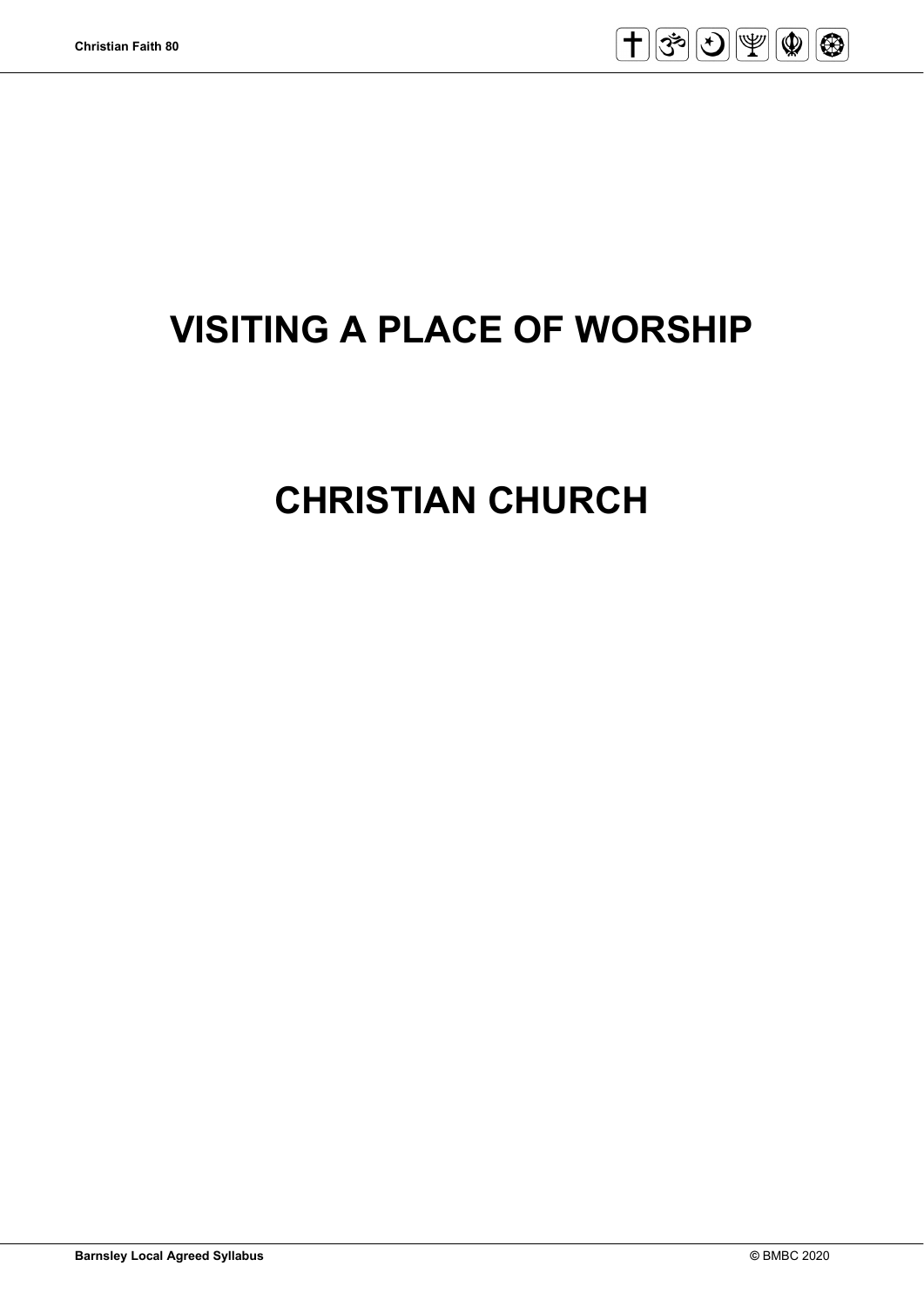# VISITING A PLACE OF WORSHIP

# CHRISTIAN CHURCH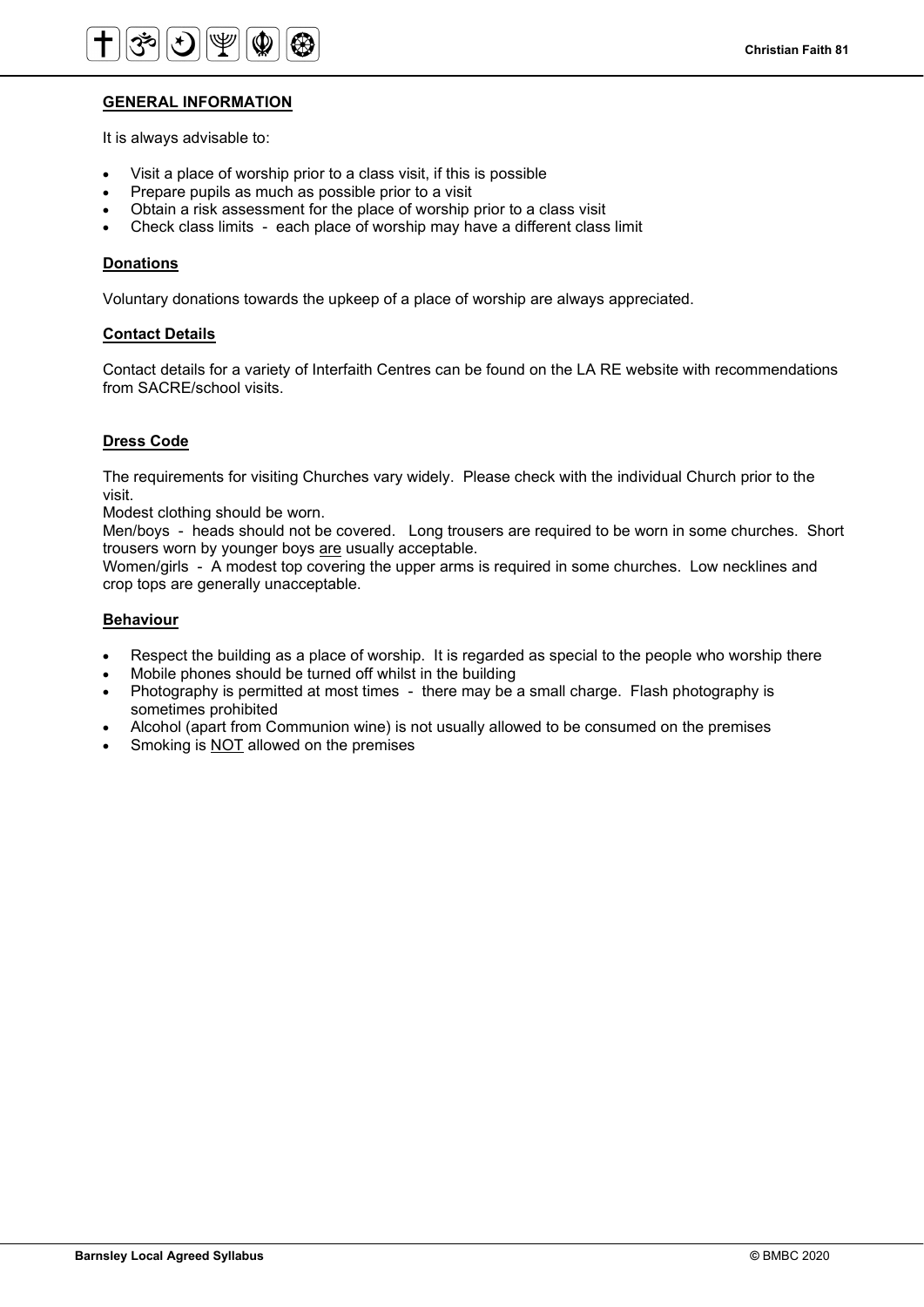## GENERAL INFORMATION

It is always advisable to:

- Visit a place of worship prior to a class visit, if this is possible
- Prepare pupils as much as possible prior to a visit
- Obtain a risk assessment for the place of worship prior to a class visit
- Check class limits - each place of worship may have a different class limit

### Donations

Voluntary donations towards the upkeep of a place of worship are always appreciated.

### Contact Details

Contact details for a variety of Interfaith Centres can be found on the LA RE website with recommendations from SACRE/school visits.

### Dress Code

The requirements for visiting Churches vary widely. Please check with the individual Church prior to the visit.

Modest clothing should be worn.

Men/boys - heads should not be covered. Long trousers are required to be worn in some churches. Short trousers worn by younger boys are usually acceptable.

Women/girls - A modest top covering the upper arms is required in some churches. Low necklines and crop tops are generally unacceptable.

### Behaviour

- Respect the building as a place of worship. It is regarded as special to the people who worship there
- Mobile phones should be turned off whilst in the building
- Photography is permitted at most times - there may be a small charge. Flash photography is sometimes prohibited
- Alcohol (apart from Communion wine) is not usually allowed to be consumed on the premises
- Smoking is NOT allowed on the premises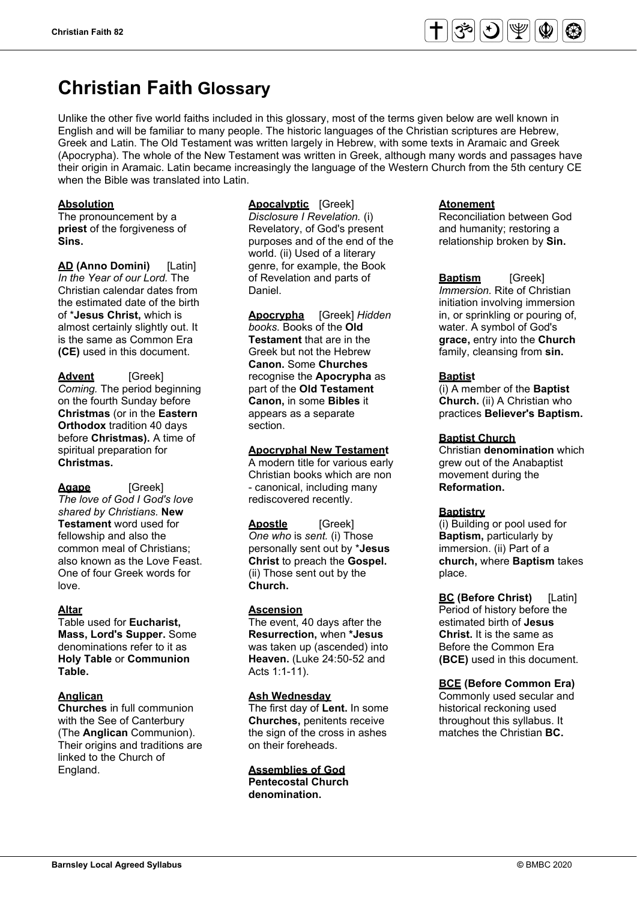# Christian Faith Glossary

Unlike the other five world faiths included in this glossary, most of the terms given below are well known in English and will be familiar to many people. The historic languages of the Christian scriptures are Hebrew, Greek and Latin. The Old Testament was written largely in Hebrew, with some texts in Aramaic and Greek (Apocrypha). The whole of the New Testament was written in Greek, although many words and passages have their origin in Aramaic. Latin became increasingly the language of the Western Church from the 5th century CE when the Bible was translated into Latin.

**Absolution**
The pronouncement by a **priest** of the forgiveness of **Sins.**

**AD (Anno Domini)** [Latin]
*In the Year of our Lord.* The Christian calendar dates from the estimated date of the birth of ***Jesus Christ,** which is almost certainly slightly out. It is the same as Common Era **(CE)** used in this document.

**Advent** [Greek]
*Coming.* The period beginning on the fourth Sunday before **Christmas** (or in the **Eastern Orthodox** tradition 40 days before **Christmas).** A time of spiritual preparation for **Christmas.**

**Agape** [Greek]
*The love of God I God's love shared by Christians.* **New Testament** word used for fellowship and also the common meal of Christians; also known as the Love Feast. One of four Greek words for love.

**Altar**
Table used for **Eucharist, Mass, Lord's Supper.** Some denominations refer to it as **Holy Table** or **Communion Table.**

**Anglican**
**Churches** in full communion with the See of Canterbury (The **Anglican** Communion). Their origins and traditions are linked to the Church of England.

**Apocalyptic** [Greek]
*Disclosure I Revelation.* (i) Revelatory, of God's present purposes and of the end of the world. (ii) Used of a literary genre, for example, the Book of Revelation and parts of Daniel.

**Apocrypha** [Greek] *Hidden books.* Books of the **Old Testament** that are in the Greek but not the Hebrew **Canon.** Some **Churches** recognise the **Apocrypha** as part of the **Old Testament Canon,** in some **Bibles** it appears as a separate section.

**Apocryphal New Testament**
A modern title for various early Christian books which are non - canonical, including many rediscovered recently.

**Apostle** [Greek]
*One who* is *sent.* (i) Those personally sent out by ***Jesus Christ** to preach the **Gospel.** (ii) Those sent out by the **Church.**

**Ascension**
The event, 40 days after the **Resurrection,** when ***Jesus** was taken up (ascended) into **Heaven.** (Luke 24:50-52 and Acts 1:1-11).

**Ash Wednesday**
The first day of **Lent.** In some **Churches,** penitents receive the sign of the cross in ashes on their foreheads.

**Assemblies of God**
**Pentecostal Church denomination.**

**Atonement**
Reconciliation between God and humanity; restoring a relationship broken by **Sin.**

**Baptism** [Greek]
*Immersion.* Rite of Christian initiation involving immersion in, or sprinkling or pouring of, water. A symbol of God's **grace,** entry into the **Church** family, cleansing from **sin.**

**Baptist**
(i) A member of the **Baptist Church.** (ii) A Christian who practices **Believer's Baptism.**

**Baptist Church**
Christian **denomination** which grew out of the Anabaptist movement during the **Reformation.**

**Baptistry**
(i) Building or pool used for **Baptism,** particularly by immersion. (ii) Part of a **church,** where **Baptism** takes place.

**BC (Before Christ)** [Latin]
Period of history before the estimated birth of **Jesus Christ.** It is the same as Before the Common Era **(BCE)** used in this document.

**BCE (Before Common Era)**
Commonly used secular and historical reckoning used throughout this syllabus. It matches the Christian **BC.**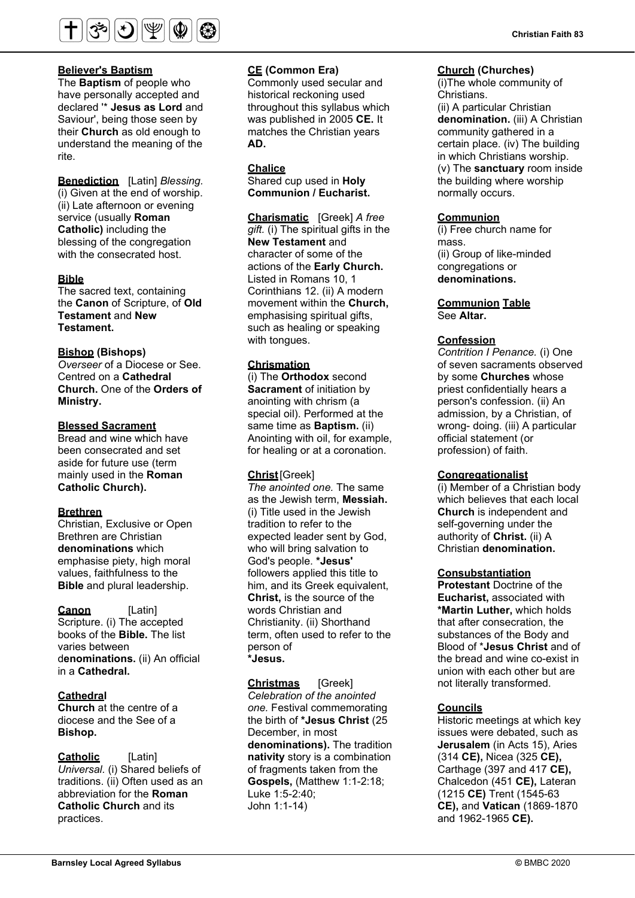**Believer's Baptism**
The **Baptism** of people who have personally accepted and declared '* **Jesus as Lord** and Saviour', being those seen by their **Church** as old enough to understand the meaning of the rite.

**Benediction** [Latin] *Blessing.* (i) Given at the end of worship. (ii) Late afternoon or evening service (usually **Roman Catholic)** including the blessing of the congregation with the consecrated host.

**Bible**
The sacred text, containing the **Canon** of Scripture, of **Old Testament** and **New Testament.**

**Bishop (Bishops)**
*Overseer* of a Diocese or See. Centred on a **Cathedral Church.** One of the **Orders of Ministry.**

**Blessed Sacrament**
Bread and wine which have been consecrated and set aside for future use (term mainly used in the **Roman Catholic Church).**

**Brethren**
Christian, Exclusive or Open Brethren are Christian **denominations** which emphasise piety, high moral values, faithfulness to the **Bible** and plural leadership.

**Canon** [Latin]
Scripture. (i) The accepted books of the **Bible.** The list varies between d**enominations.** (ii) An official in a **Cathedral.**

**Cathedral**
**Church** at the centre of a diocese and the See of a **Bishop.**

**Catholic** [Latin]
*Universal.* (i) Shared beliefs of traditions. (ii) Often used as an abbreviation for the **Roman Catholic Church** and its practices.

**CE (Common Era)**
Commonly used secular and historical reckoning used throughout this syllabus which was published in 2005 **CE.** It matches the Christian years **AD.**

**Chalice**
Shared cup used in **Holy Communion / Eucharist.**

**Charismatic** [Greek] *A free gift.* (i) The spiritual gifts in the **New Testament** and character of some of the actions of the **Early Church.** Listed in Romans 10, 1 Corinthians 12. (ii) A modern movement within the **Church,** emphasising spiritual gifts, such as healing or speaking with tongues.

**Chrismation**
(i) The **Orthodox** second **Sacrament** of initiation by anointing with chrism (a special oil). Performed at the same time as **Baptism.** (ii) Anointing with oil, for example, for healing or at a coronation.

**Christ** [Greek]
*The anointed one.* The same as the Jewish term, **Messiah.** (i) Title used in the Jewish tradition to refer to the expected leader sent by God, who will bring salvation to God's people. **\*Jesus'** followers applied this title to him, and its Greek equivalent, **Christ,** is the source of the words Christian and Christianity. (ii) Shorthand term, often used to refer to the person of **\*Jesus.**

**Christmas** [Greek]
*Celebration of the anointed one.* Festival commemorating the birth of **\*Jesus Christ** (25 December, in most **denominations).** The tradition **nativity** story is a combination of fragments taken from the **Gospels,** (Matthew 1:1-2:18; Luke 1:5-2:40; John 1:1-14)

**Church (Churches)**
(i)The whole community of Christians.
(ii) A particular Christian **denomination.** (iii) A Christian community gathered in a certain place. (iv) The building in which Christians worship. (v) The **sanctuary** room inside the building where worship normally occurs.

**Communion**
(i) Free church name for mass.
(ii) Group of like-minded congregations or **denominations.**

**Communion Table**
See **Altar.**

**Confession**
*Contrition I Penance.* (i) One of seven sacraments observed by some **Churches** whose priest confidentially hears a person's confession. (ii) An admission, by a Christian, of wrong- doing. (iii) A particular official statement (or profession) of faith.

**Congregationalist**
(i) Member of a Christian body which believes that each local **Church** is independent and self-governing under the authority of **Christ.** (ii) A Christian **denomination.**

**Consubstantiation**
**Protestant** Doctrine of the **Eucharist,** associated with **\*Martin Luther,** which holds that after consecration, the substances of the Body and Blood of \***Jesus Christ** and of the bread and wine co-exist in union with each other but are not literally transformed.

**Councils**
Historic meetings at which key issues were debated, such as **Jerusalem** (in Acts 15), Aries (314 **CE),** Nicea (325 **CE),** Carthage (397 and 417 **CE),** Chalcedon (451 **CE),** Lateran (1215 **CE)** Trent (1545-63 **CE),** and **Vatican** (1869-1870 and 1962-1965 **CE).**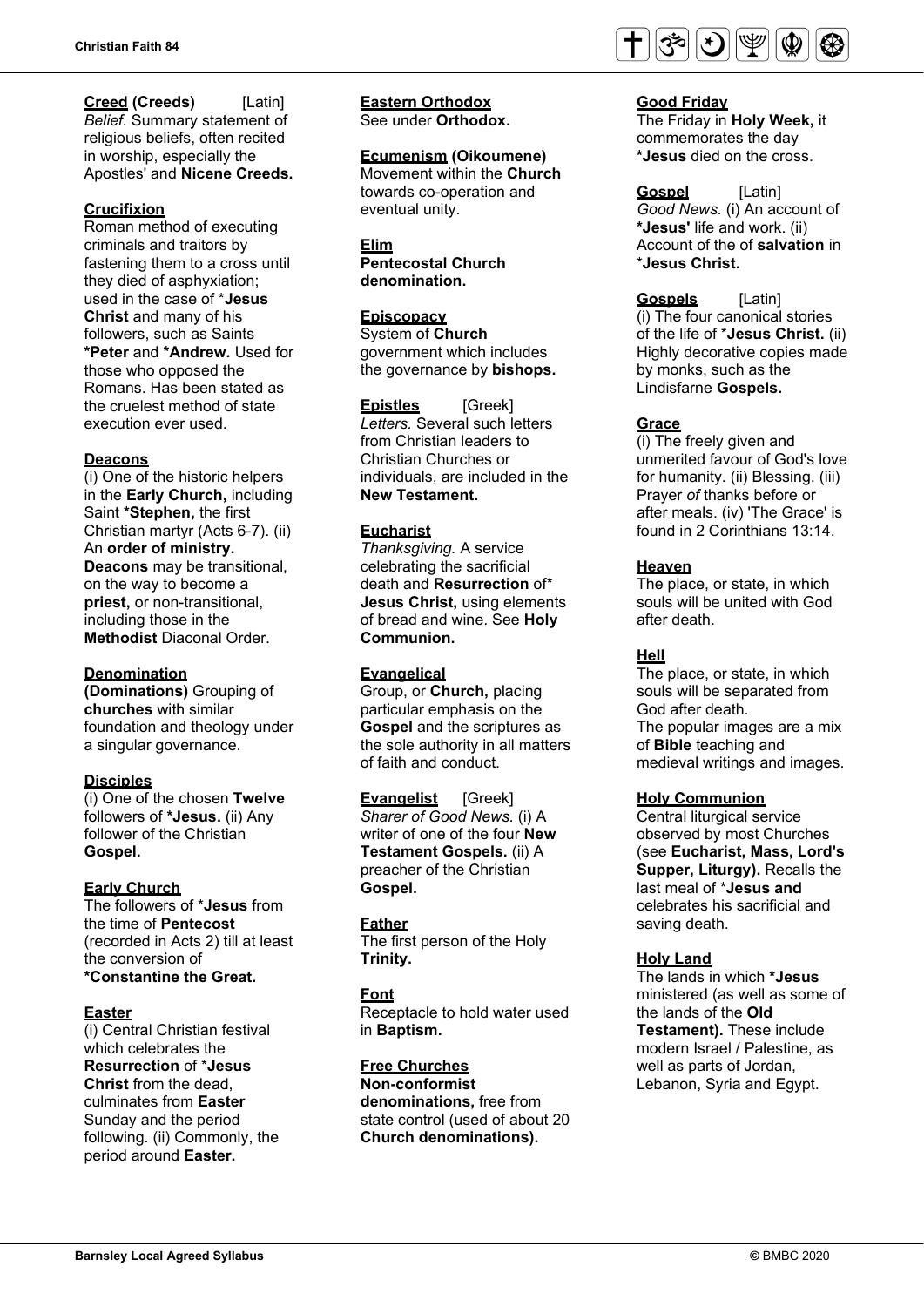**Creed (Creeds)** [Latin]
*Belief.* Summary statement of religious beliefs, often recited in worship, especially the Apostles' and **Nicene Creeds.**

**Crucifixion**
Roman method of executing criminals and traitors by fastening them to a cross until they died of asphyxiation; used in the case of ***Jesus Christ** and many of his followers, such as Saints ***Peter** and ***Andrew.** Used for those who opposed the Romans. Has been stated as the cruelest method of state execution ever used.

**Deacons**
(i) One of the historic helpers in the **Early Church,** including Saint ***Stephen,** the first Christian martyr (Acts 6-7). (ii) An **order of ministry. Deacons** may be transitional, on the way to become a **priest,** or non-transitional, including those in the **Methodist** Diaconal Order.

**Denomination**
**(Dominations)** Grouping of **churches** with similar foundation and theology under a singular governance.

**Disciples**
(i) One of the chosen **Twelve** followers of ***Jesus.** (ii) Any follower of the Christian **Gospel.**

**Early Church**
The followers of ***Jesus** from the time of **Pentecost** (recorded in Acts 2) till at least the conversion of ***Constantine the Great.**

**Easter**
(i) Central Christian festival which celebrates the **Resurrection** of ***Jesus Christ** from the dead, culminates from **Easter** Sunday and the period following. (ii) Commonly, the period around **Easter.**

**Eastern Orthodox**
See under **Orthodox.**

**Ecumenism (Oikoumene)**
Movement within the **Church** towards co-operation and eventual unity.

**Elim**
**Pentecostal Church denomination.**

**Episcopacy**
System of **Church** government which includes the governance by **bishops.**

**Epistles** [Greek]
*Letters.* Several such letters from Christian leaders to Christian Churches or individuals, are included in the **New Testament.**

**Eucharist**
*Thanksgiving.* A service celebrating the sacrificial death and **Resurrection** of* **Jesus Christ,** using elements of bread and wine. See **Holy Communion.**

**Evangelical**
Group, or **Church,** placing particular emphasis on the **Gospel** and the scriptures as the sole authority in all matters of faith and conduct.

**Evangelist** [Greek]
*Sharer of Good News.* (i) A writer of one of the four **New Testament Gospels.** (ii) A preacher of the Christian **Gospel.**

**Father**
The first person of the Holy **Trinity.**

**Font**
Receptacle to hold water used in **Baptism.**

**Free Churches**
**Non-conformist denominations,** free from state control (used of about 20 **Church denominations).**

**Good Friday**
The Friday in **Holy Week,** it commemorates the day ***Jesus** died on the cross.

**Gospel** [Latin]
*Good News.* (i) An account of ***Jesus'** life and work. (ii) Account of the of **salvation** in ***Jesus Christ.**

**Gospels** [Latin]
(i) The four canonical stories of the life of ***Jesus Christ.** (ii) Highly decorative copies made by monks, such as the Lindisfarne **Gospels.**

**Grace**
(i) The freely given and unmerited favour of God's love for humanity. (ii) Blessing. (iii) Prayer *of* thanks before or after meals. (iv) 'The Grace' is found in 2 Corinthians 13:14.

**Heaven**
The place, or state, in which souls will be united with God after death.

**Hell**
The place, or state, in which souls will be separated from God after death.
The popular images are a mix of **Bible** teaching and medieval writings and images.

**Holy Communion**
Central liturgical service observed by most Churches (see **Eucharist, Mass, Lord's Supper, Liturgy).** Recalls the last meal of ***Jesus and** celebrates his sacrificial and saving death.

**Holy Land**
The lands in which ***Jesus** ministered (as well as some of the lands of the **Old Testament).** These include modern Israel / Palestine, as well as parts of Jordan, Lebanon, Syria and Egypt.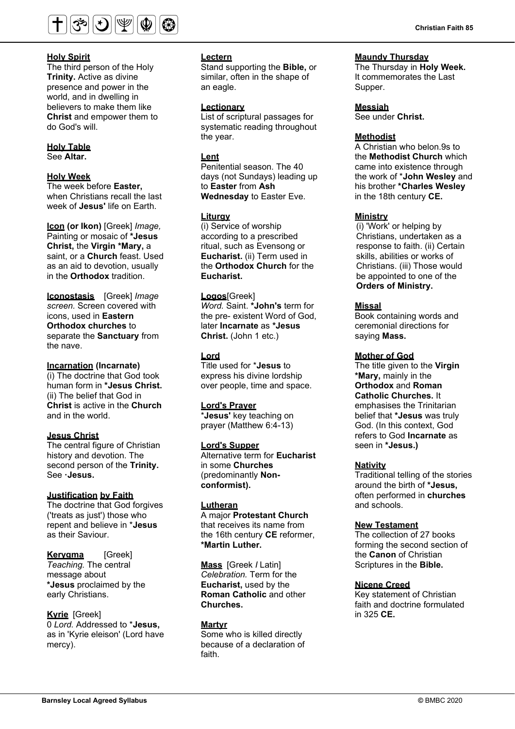**Holy Spirit**
The third person of the Holy **Trinity.** Active as divine presence and power in the world, and in dwelling in believers to make them like **Christ** and empower them to do God's will.

**Holy Table**
See **Altar.**

**Holy Week**
The week before **Easter,** when Christians recall the last week of **Jesus'** life on Earth.

**Icon (or Ikon)** [Greek] *Image,* Painting or mosaic of ***Jesus Christ,** the **Virgin *Mary,** a saint, or a **Church** feast. Used as an aid to devotion, usually in the **Orthodox** tradition.

**Iconostasis** [Greek] *Image screen.* Screen covered with icons, used in **Eastern Orthodox churches** to separate the **Sanctuary** from the nave.

**Incarnation (Incarnate)**
(i) The doctrine that God took human form in ***Jesus Christ.** (ii) The belief that God in **Christ** is active in the **Church** and in the world.

**Jesus Christ**
The central figure of Christian history and devotion. The second person of the **Trinity.** See **·Jesus.**

**Justification by Faith**
The doctrine that God forgives ('treats as just') those who repent and believe in ***Jesus** as their Saviour.

**Kerygma** [Greek]
*Teaching.* The central message about ***Jesus** proclaimed by the early Christians.

**Kyrie** [Greek]
0 *Lord.* Addressed to ***Jesus,** as in 'Kyrie eleison' (Lord have mercy).

**Lectern**
Stand supporting the **Bible,** or similar, often in the shape of an eagle.

**Lectionary**
List of scriptural passages for systematic reading throughout the year.

**Lent**
Penitential season. The 40 days (not Sundays) leading up to **Easter** from **Ash Wednesday** to Easter Eve.

**Liturgy**
(i) Service of worship according to a prescribed ritual, such as Evensong or **Eucharist.** (ii) Term used in the **Orthodox Church** for the **Eucharist.**

**Logos**[Greek]
*Word.* Saint. ***John's** term for the pre- existent Word of God, later **Incarnate** as ***Jesus Christ.** (John 1 etc.)

**Lord**
Title used for ***Jesus** to express his divine lordship over people, time and space.

**Lord's Prayer**
***Jesus'** key teaching on prayer (Matthew 6:4-13)

**Lord's Supper**
Alternative term for **Eucharist** in some **Churches** (predominantly **Non-conformist).**

**Lutheran**
A major **Protestant Church** that receives its name from the 16th century **CE** reformer, ***Martin Luther.**

**Mass** [Greek / Latin]
*Celebration.* Term for the **Eucharist,** used by the **Roman Catholic** and other **Churches.**

**Martyr**
Some who is killed directly because of a declaration of faith.

**Maundy Thursday**
The Thursday in **Holy Week.** It commemorates the Last Supper.

**Messiah**
See under **Christ.**

**Methodist**
A Christian who belon.9s to the **Methodist Church** which came into existence through the work of ***John Wesley** and his brother ***Charles Wesley** in the 18th century **CE.**

**Ministry**
(i) 'Work' or helping by Christians, undertaken as a response to faith. (ii) Certain skills, abilities or works of Christians. (iii) Those would be appointed to one of the **Orders of Ministry.**

**Missal**
Book containing words and ceremonial directions for saying **Mass.**

**Mother of God**
The title given to the **Virgin *Mary,** mainly in the **Orthodox** and **Roman Catholic Churches.** It emphasises the Trinitarian belief that ***Jesus** was truly God. (In this context, God refers to God **Incarnate** as seen in ***Jesus.)**

**Nativity**
Traditional telling of the stories around the birth of ***Jesus,** often performed in **churches** and schools.

**New Testament**
The collection of 27 books forming the second section of the **Canon** of Christian Scriptures in the **Bible.**

**Nicene Creed**
Key statement of Christian faith and doctrine formulated in 325 **CE.**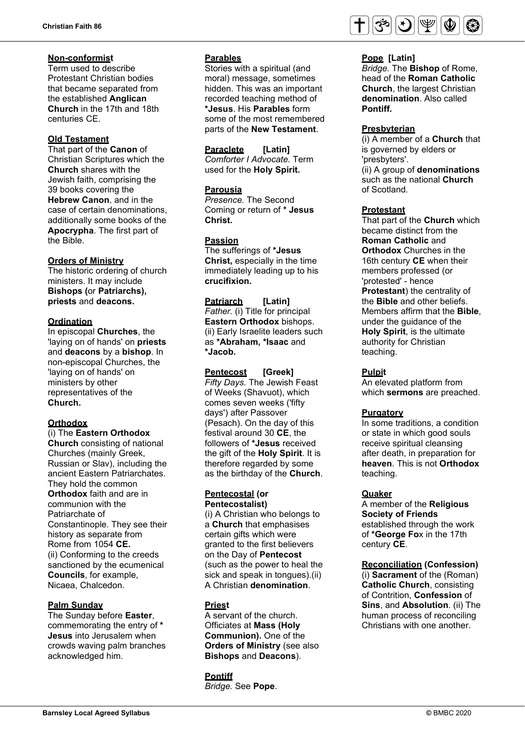**Non-conformist**
Term used to describe Protestant Christian bodies that became separated from the established **Anglican Church** in the 17th and 18th centuries CE.

**Old Testament**
That part of the **Canon** of Christian Scriptures which the **Church** shares with the Jewish faith, comprising the 39 books covering the **Hebrew Canon**, and in the case of certain denominations, additionally some books of the **Apocrypha**. The first part of the Bible.

**Orders of Ministry**
The historic ordering of church ministers. It may include **Bishops (**or **Patriarchs), priests** and **deacons.**

**Ordination**
In episcopal **Churches**, the 'laying on of hands' on **priests** and **deacons** by a **bishop**. In non-episcopal Churches, the 'laying on of hands' on ministers by other representatives of the **Church.**

**Orthodox**
(i) The **Eastern Orthodox Church** consisting of national Churches (mainly Greek, Russian or Slav), including the ancient Eastern Patriarchates. They hold the common **Orthodox** faith and are in communion with the Patriarchate of Constantinople. They see their history as separate from Rome from 1054 **CE.**
(ii) Conforming to the creeds sanctioned by the ecumenical **Councils**, for example, Nicaea, Chalcedon.

**Palm Sunday**
The Sunday before **Easter**, commemorating the entry of * **Jesus** into Jerusalem when crowds waving palm branches acknowledged him.

**Parables**
Stories with a spiritual (and moral) message, sometimes hidden. This was an important recorded teaching method of ***Jesus**. His **Parables** form some of the most remembered parts of the **New Testament**.

**Paraclete [Latin]**
*Comforter I Advocate.* Term used for the **Holy Spirit.**

**Parousia**
*Presence.* The Second Coming or return of * **Jesus Christ.**

**Passion**
The sufferings of ***Jesus Christ,** especially in the time immediately leading up to his **crucifixion.**

**Patriarch [Latin]**
*Father.* (i) Title for principal **Eastern Orthodox** bishops.
(ii) Early Israelite leaders such as ***Abraham, *Isaac** and ***Jacob.**

**Pentecost [Greek]**
*Fifty Days.* The Jewish Feast of Weeks (Shavuot), which comes seven weeks ('fifty days') after Passover (Pesach). On the day of this festival around 30 **CE**, the followers of ***Jesus** received the gift of the **Holy Spirit**. It is therefore regarded by some as the birthday of the **Church**.

**Pentecostal (or Pentecostalist)**
(i) A Christian who belongs to a **Church** that emphasises certain gifts which were granted to the first believers on the Day of **Pentecost** (such as the power to heal the sick and speak in tongues).(ii) A Christian **denomination**.

**Priest**
A servant of the church. Officiates at **Mass (Holy Communion).** One of the **Orders of Ministry** (see also **Bishops** and **Deacons**).

**Pontiff**
*Bridge.* See **Pope**.

**Pope [Latin]**
*Bridge.* The **Bishop** of Rome, head of the **Roman Catholic Church**, the largest Christian **denomination**. Also called **Pontiff.**

**Presbyterian**
(i) A member of a **Church** that is governed by elders or 'presbyters'.
(ii) A group of **denominations** such as the national **Church** of Scotland.

**Protestant**
That part of the **Church** which became distinct from the **Roman Catholic** and **Orthodox** Churches in the 16th century **CE** when their members professed (or 'protested' - hence **Protestant**) the centrality of the **Bible** and other beliefs. Members affirm that the **Bible**, under the guidance of the **Holy Spirit**, is the ultimate authority for Christian teaching.

**Pulpit**
An elevated platform from which **sermons** are preached.

**Purgatory**
In some traditions, a condition or state in which good souls receive spiritual cleansing after death, in preparation for **heaven**. This is not **Orthodox** teaching.

**Quaker**
A member of the **Religious Society of Friends** established through the work of ***George Fo**x in the 17th century **CE**.

**Reconciliation (Confession)**
(i) **Sacrament** of the (Roman) **Catholic Church**, consisting of Contrition, **Confession** of **Sins**, and **Absolution**. (ii) The human process of reconciling Christians with one another.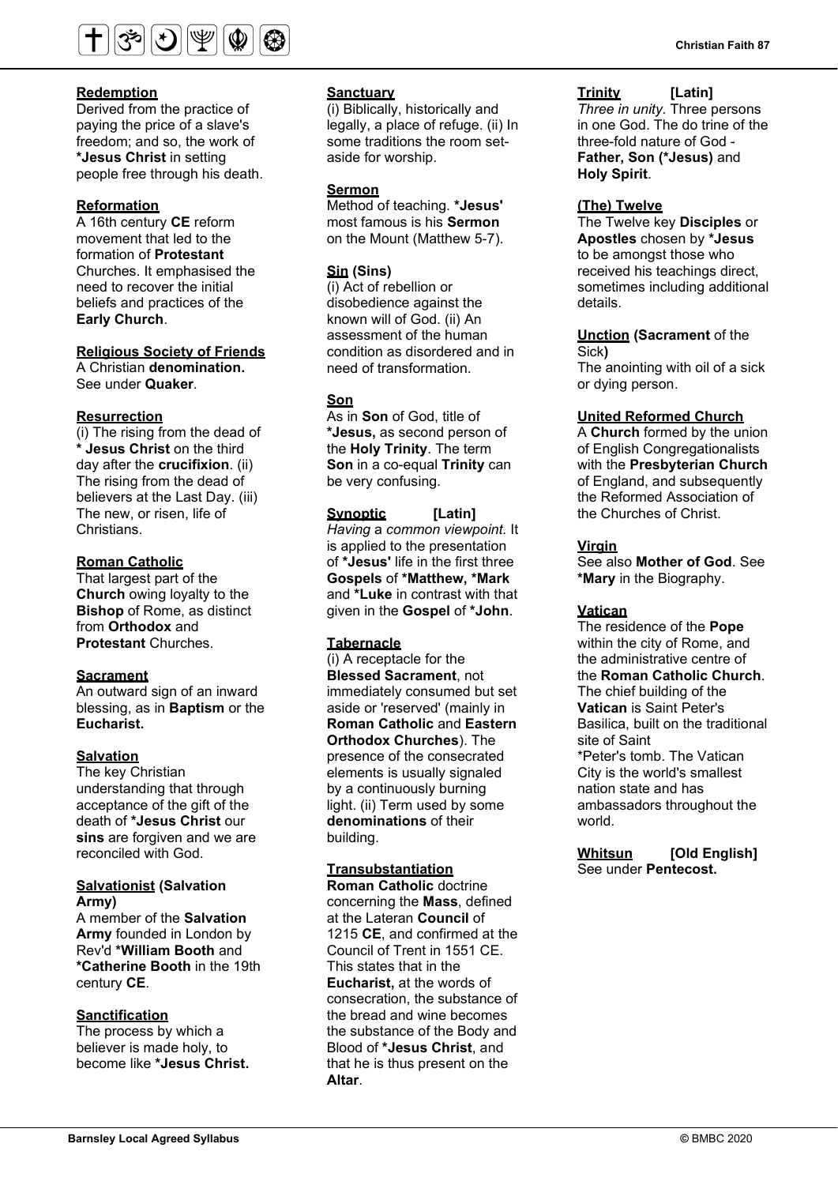**Redemption**
Derived from the practice of paying the price of a slave's freedom; and so, the work of ***Jesus Christ** in setting people free through his death.

**Reformation**
A 16th century **CE** reform movement that led to the formation of **Protestant** Churches. It emphasised the need to recover the initial beliefs and practices of the **Early Church**.

**Religious Society of Friends**
A Christian **denomination.** See under **Quaker**.

**Resurrection**
(i) The rising from the dead of *** Jesus Christ** on the third day after the **crucifixion**. (ii) The rising from the dead of believers at the Last Day. (iii) The new, or risen, life of Christians.

**Roman Catholic**
That largest part of the **Church** owing loyalty to the **Bishop** of Rome, as distinct from **Orthodox** and **Protestant** Churches.

**Sacrament**
An outward sign of an inward blessing, as in **Baptism** or the **Eucharist.**

**Salvation**
The key Christian understanding that through acceptance of the gift of the death of ***Jesus Christ** our **sins** are forgiven and we are reconciled with God.

**Salvationist (Salvation Army)**
A member of the **Salvation Army** founded in London by Rev'd ***William Booth** and ***Catherine Booth** in the 19th century **CE**.

**Sanctification**
The process by which a believer is made holy, to become like ***Jesus Christ.**

**Sanctuary**
(i) Biblically, historically and legally, a place of refuge. (ii) In some traditions the room set-aside for worship.

**Sermon**
Method of teaching. ***Jesus'** most famous is his **Sermon** on the Mount (Matthew 5-7).

**Sin (Sins)**
(i) Act of rebellion or disobedience against the known will of God. (ii) An assessment of the human condition as disordered and in need of transformation.

**Son**
As in **Son** of God, title of ***Jesus,** as second person of the **Holy Trinity**. The term **Son** in a co-equal **Trinity** can be very confusing.

**Synoptic [Latin]**
*Having a common viewpoint.* It is applied to the presentation of ***Jesus'** life in the first three **Gospels** of ***Matthew, *Mark** and ***Luke** in contrast with that given in the **Gospel** of ***John**.

**Tabernacle**
(i) A receptacle for the **Blessed Sacrament**, not immediately consumed but set aside or 'reserved' (mainly in **Roman Catholic** and **Eastern Orthodox Churches**). The presence of the consecrated elements is usually signaled by a continuously burning light. (ii) Term used by some **denominations** of their building.

**Transubstantiation**
**Roman Catholic** doctrine concerning the **Mass**, defined at the Lateran **Council** of 1215 **CE**, and confirmed at the Council of Trent in 1551 CE. This states that in the **Eucharist,** at the words of consecration, the substance of the bread and wine becomes the substance of the Body and Blood of ***Jesus Christ**, and that he is thus present on the **Altar**.

**Trinity [Latin]**
*Three in unity.* Three persons in one God. The do trine of the three-fold nature of God - **Father, Son (*Jesus)** and **Holy Spirit**.

**(The) Twelve**
The Twelve key **Disciples** or **Apostles** chosen by ***Jesus** to be amongst those who received his teachings direct, sometimes including additional details.

**Unction (Sacrament** of the Sick**)**
The anointing with oil of a sick or dying person.

**United Reformed Church**
A **Church** formed by the union of English Congregationalists with the **Presbyterian Church** of England, and subsequently the Reformed Association of the Churches of Christ.

**Virgin**
See also **Mother of God**. See ***Mary** in the Biography.

**Vatican**
The residence of the **Pope** within the city of Rome, and the administrative centre of the **Roman Catholic Church**. The chief building of the **Vatican** is Saint Peter's Basilica, built on the traditional site of Saint *Peter's tomb. The Vatican City is the world's smallest nation state and has ambassadors throughout the world.

**Whitsun [Old English]**
See under **Pentecost.**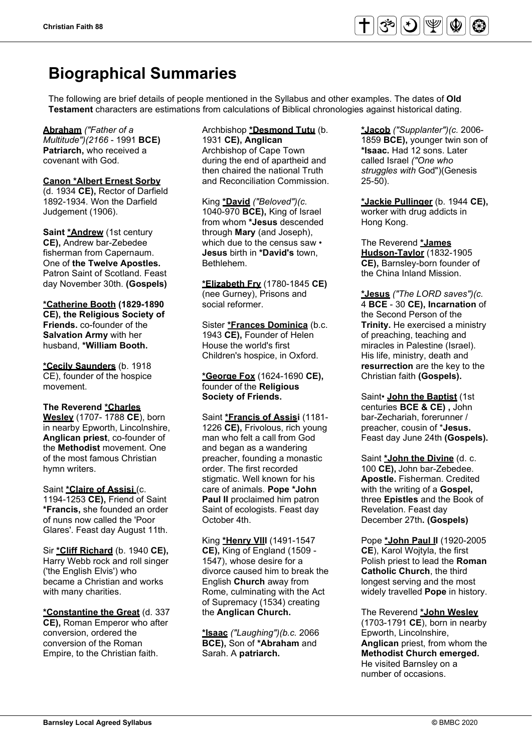# Biographical Summaries

The following are brief details of people mentioned in the Syllabus and other examples. The dates of **Old Testament** characters are estimations from calculations of Biblical chronologies against historical dating.

**Abraham** *("Father of a Multitude")(2166* - 1991 **BCE) Patriarch,** who received a covenant with God.

**Canon *Albert Ernest Sorby** (d. 1934 **CE),** Rector of Darfield 1892-1934. Won the Darfield Judgement (1906).

**Saint *Andrew** (1st century **CE),** Andrew bar-Zebedee fisherman from Capernaum. One of **the Twelve Apostles.** Patron Saint of Scotland. Feast day November 30th. **(Gospels)**

***Catherine Booth (1829-1890 CE), the Religious Society of Friends.** co-founder of the **Salvation Army** with her husband, ***William Booth.**

***Cecily Saunders** (b. 1918 CE), founder of the hospice movement.

**The Reverend *Charles Wesley** (1707- 1788 **CE**), born in nearby Epworth, Lincolnshire, **Anglican priest**, co-founder of the **Methodist** movement. One of the most famous Christian hymn writers.

Saint ***Claire of Assisi** (c. 1194-1253 **CE),** Friend of Saint ***Francis,** she founded an order of nuns now called the 'Poor Glares'. Feast day August 11th.

Sir ***Cliff Richard** (b. 1940 **CE),** Harry Webb rock and roll singer ('the English Elvis') who became a Christian and works with many charities.

***Constantine the Great** (d. 337 **CE),** Roman Emperor who after conversion, ordered the conversion of the Roman Empire, to the Christian faith.

Archbishop ***Desmond Tutu** (b. 1931 **CE), Anglican** Archbishop of Cape Town during the end of apartheid and then chaired the national Truth and Reconciliation Commission.

King ***David** *("Beloved")(c.* 1040-970 **BCE),** King of Israel from whom ***Jesus** descended through **Mary** (and Joseph), which due to the census saw • **Jesus** birth in ***David's** town, Bethlehem.

***Elizabeth Fry** (1780-1845 **CE)** (nee Gurney), Prisons and social reformer.

Sister ***Frances Dominica** (b.c. 1943 **CE),** Founder of Helen House the world's first Children's hospice, in Oxford.

***George Fox** (1624-1690 **CE),** founder of the **Religious Society of Friends.**

Saint ***Francis of Assisi** (1181-1226 **CE),** Frivolous, rich young man who felt a call from God and began as a wandering preacher, founding a monastic order. The first recorded stigmatic. Well known for his care of animals. **Pope *John Paul II** proclaimed him patron Saint of ecologists. Feast day October 4th.

King ***Henry VIII** (1491-1547 **CE),** King of England (1509 - 1547), whose desire for a divorce caused him to break the English **Church** away from Rome, culminating with the Act of Supremacy (1534) creating the **Anglican Church.**

***Isaac** *("Laughing")(b.c.* 2066 **BCE),** Son of ***Abraham** and Sarah. A **patriarch.**

***Jacob** *("Supplanter")(c.* 2006-1859 **BCE),** younger twin son of ***Isaac.** Had 12 sons. Later called Israel *("One who struggles with* God")(Genesis 25-50).

***Jackie Pullinger** (b. 1944 **CE),** worker with drug addicts in Hong Kong.

The Reverend ***James Hudson-Taylor** (1832-1905 **CE),** Barnsley-born founder of the China Inland Mission.

***Jesus** *("The LORD saves")(c.* 4 **BCE** - 30 **CE), Incarnation** of the Second Person of the **Trinity.** He exercised a ministry of preaching, teaching and miracles in Palestine (Israel). His life, ministry, death and **resurrection** are the key to the Christian faith **(Gospels).**

Saint• **John the Baptist** (1st centuries **BCE & CE) ,** John bar-Zechariah, forerunner / preacher, cousin of ***Jesus.** Feast day June 24th **(Gospels).**

Saint ***John the Divine** (d. c. 100 **CE),** John bar-Zebedee. **Apostle.** Fisherman. Credited with the writing of a **Gospel,** three **Epistles** and the Book of Revelation. Feast day December 27th**. (Gospels)**

Pope ***John Paul II** (1920-2005 **CE**), Karol Wojtyla, the first Polish priest to lead the **Roman Catholic Church**, the third longest serving and the most widely travelled **Pope** in history.

The Reverend ***John Wesley** (1703-1791 **CE**), born in nearby Epworth, Lincolnshire, **Anglican** priest, from whom the **Methodist Church emerged.** He visited Barnsley on a number of occasions.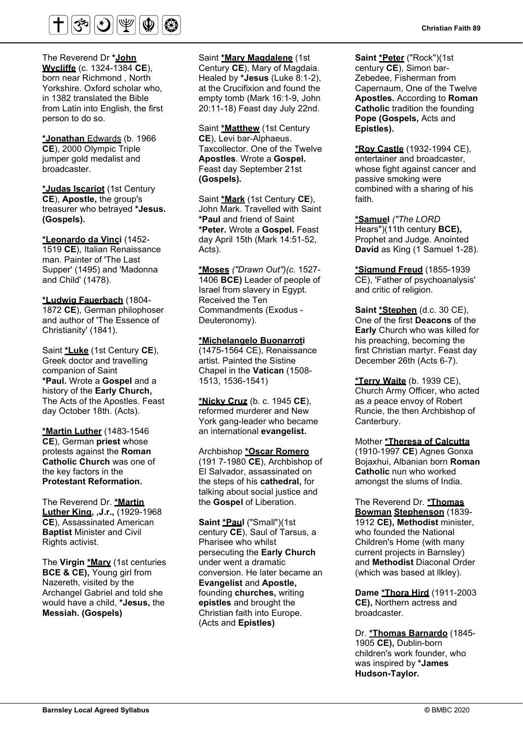The Reverend Dr ***John Wycliffe** (c. 1324-1384 **CE**), born near Richmond , North Yorkshire. Oxford scholar who, in 1382 translated the Bible from Latin into English, the first person to do so.

***Jonathan** Edwards (b. 1966 **CE**), 2000 Olympic Triple jumper gold medalist and broadcaster.

***Judas Iscariot** (1st Century **CE**), **Apostle,** the group's treasurer who betrayed ***Jesus. (Gospels).**

***Leonardo da Vinci** (1452-1519 **CE**), Italian Renaissance man. Painter of 'The Last Supper' (1495) and 'Madonna and Child' (1478).

***Ludwig Fauerbach** (1804-1872 **CE**), German philophoser and author of 'The Essence of Christianity' (1841).

Saint ***Luke** (1st Century **CE**), Greek doctor and travelling companion of Saint ***Paul.** Wrote a **Gospel** and a history of the **Early Church,** The Acts of the Apostles. Feast day October 18th. (Acts).

***Martin Luther** (1483-1546 **CE**), German **priest** whose protests against the **Roman Catholic Church** was one of the key factors in the **Protestant Reformation.**

The Reverend Dr. ***Martin Luther King, ,J.r.,** (1929-1968 **CE**), Assassinated American **Baptist** Minister and Civil Rights activist.

The **Virgin *Mary** (1st centuries **BCE & CE),** Young girl from Nazereth, visited by the Archangel Gabriel and told she would have a child, ***Jesus,** the **Messiah. (Gospels)**

Saint ***Mary Magdalene** (1st Century **CE**), Mary of Magdaia. Healed by ***Jesus** (Luke 8:1-2), at the Crucifixion and found the empty tomb (Mark 16:1-9, John 20:11-18) Feast day July 22nd.

Saint ***Matthew** (1st Century **CE**), Levi bar-Alphaeus. Taxcollector. One of the Twelve **Apostles**. Wrote a **Gospel.** Feast day September 21st **(Gospels).**

Saint ***Mark** (1st Century **CE**), John Mark. Travelled with Saint ***Paul** and friend of Saint ***Peter.** Wrote a **Gospel.** Feast day April 15th (Mark 14:51-52, Acts).

***Moses** *("Drawn Out")(c.* 1527-1406 **BCE)** Leader of people of Israel from slavery in Egypt. Received the Ten Commandments (Exodus - Deuteronomy).

***Michelangelo Buonarroti** (1475-1564 CE), Renaissance artist. Painted the Sistine Chapel in the **Vatican** (1508-1513, 1536-1541)

***Nicky Cruz** (b. c. 1945 **CE**), reformed murderer and New York gang-leader who became an international **evangelist.**

Archbishop ***Oscar Romero** (191 7-1980 **CE**), Archbishop of El Salvador, assassinated on the steps of his **cathedral,** for talking about social justice and the **Gospel** of Liberation.

**Saint *Paul** ("Small")(1st century **CE**), Saul of Tarsus, a Pharisee who whilst persecuting the **Early Church** under went a dramatic conversion. He later became an **Evangelist** and **Apostle,** founding **churches,** writing **epistles** and brought the Christian faith into Europe. (Acts and **Epistles)**

**Saint *Peter** ("Rock")(1st century **CE**), Simon bar-Zebedee, Fisherman from Capernaum, One of the Twelve **Apostles.** According to **Roman Catholic** tradition the founding **Pope (Gospels,** Acts and **Epistles).**

***Roy Castle** (1932-1994 CE), entertainer and broadcaster, whose fight against cancer and passive smoking were combined with a sharing of his faith.

***Samuel** *("The LORD* Hears")(11th century **BCE),** Prophet and Judge. Anointed **David** as King (1 Samuel 1-28).

***Sigmund Freud** (1855-1939 CE), 'Father of psychoanalysis' and critic of religion.

**Saint *Stephen** (d.c. 30 CE), One of the first **Deacons** of the **Early** Church who was killed for his preaching, becoming the first Christian martyr. Feast day December 26th (Acts 6-7).

***Terry Waite** (b. 1939 CE), Church Army Officer, who acted as *a* peace envoy of Robert Runcie, the then Archbishop of Canterbury.

Mother ***Theresa of Calcutta** (1910-1997 **CE**) Agnes Gonxa Bojaxhui, Albanian born **Roman Catholic** nun who worked amongst the slums of India.

The Reverend Dr. ***Thomas Bowman Stephenson** (1839-1912 **CE), Methodist** minister, who founded the National Children's Home (with many current projects in Barnsley) and **Methodist** Diaconal Order (which was based at Ilkley).

**Dame *Thora Hird** (1911-2003 **CE),** Northern actress and broadcaster.

Dr. ***Thomas Barnardo** (1845-1905 **CE),** Dublin-born children's work founder, who was inspired by ***James Hudson-Taylor.**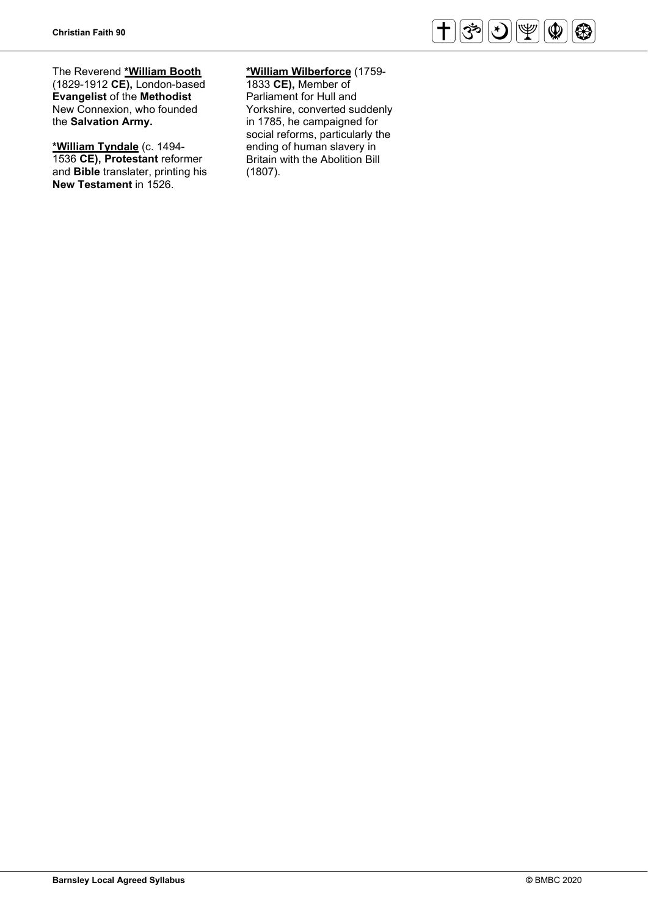The Reverend **<u>*William Booth</u>** (1829-1912 **CE),** London-based **Evangelist** of the **Methodist** New Connexion, who founded the **Salvation Army.**

**<u>*William Tyndale</u>** (c. 1494-1536 **CE), Protestant** reformer and **Bible** translater, printing his **New Testament** in 1526.

**<u>*William Wilberforce</u>** (1759-1833 **CE),** Member of Parliament for Hull and Yorkshire, converted suddenly in 1785, he campaigned for social reforms, particularly the ending of human slavery in Britain with the Abolition Bill (1807).